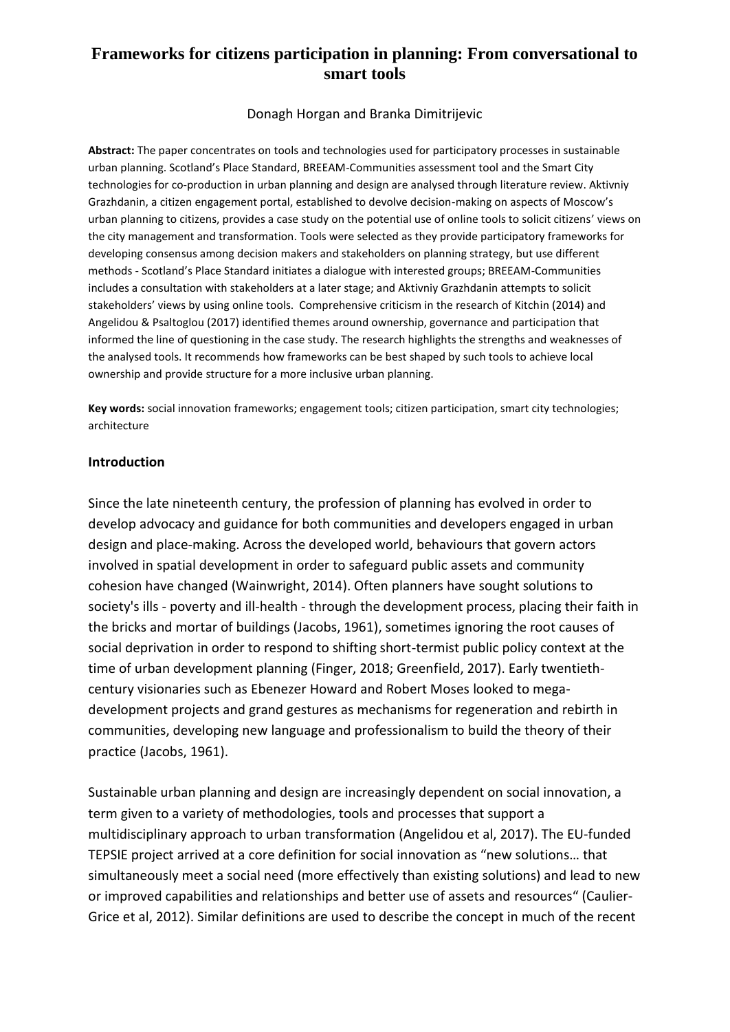# Frameworks for citizens participation in planning: From conversational to smart tools

Donagh Horgan and Branka Dimitrijevic

**Abstract:** The paper concentrates on tools and technologies used for participatory processes in sustainable urban planning. Scotland's Place Standard, BREEAM-Communities assessment tool and the Smart City technologies for co-production in urban planning and design are analysed through literature review. Aktivniy Grazhdanin, a citizen engagement portal, established to devolve decision-making on aspects of Moscow's urban planning to citizens, provides a case study on the potential use of online tools to solicit citizens' views on the city management and transformation. Tools were selected as they provide participatory frameworks for developing consensus among decision makers and stakeholders on planning strategy, but use different methods - Scotland's Place Standard initiates a dialogue with interested groups; BREEAM-Communities includes a consultation with stakeholders at a later stage; and Aktivniy Grazhdanin attempts to solicit stakeholders' views by using online tools. Comprehensive criticism in the research of Kitchin (2014) and Angelidou & Psaltoglou (2017) identified themes around ownership, governance and participation that informed the line of questioning in the case study. The research highlights the strengths and weaknesses of the analysed tools. It recommends how frameworks can be best shaped by such tools to achieve local ownership and provide structure for a more inclusive urban planning.

**Key words:** social innovation frameworks; engagement tools; citizen participation, smart city technologies; architecture

## Introduction

Since the late nineteenth century, the profession of planning has evolved in order to develop advocacy and guidance for both communities and developers engaged in urban design and place-making. Across the developed world, behaviours that govern actors involved in spatial development in order to safeguard public assets and community cohesion have changed (Wainwright, 2014). Often planners have sought solutions to society's ills - poverty and ill-health - through the development process, placing their faith in the bricks and mortar of buildings (Jacobs, 1961), sometimes ignoring the root causes of social deprivation in order to respond to shifting short-termist public policy context at the time of urban development planning (Finger, 2018; Greenfield, 2017). Early twentieth-century visionaries such as Ebenezer Howard and Robert Moses looked to mega-development projects and grand gestures as mechanisms for regeneration and rebirth in communities, developing new language and professionalism to build the theory of their practice (Jacobs, 1961).

Sustainable urban planning and design are increasingly dependent on social innovation, a term given to a variety of methodologies, tools and processes that support a multidisciplinary approach to urban transformation (Angelidou et al, 2017). The EU-funded TEPSIE project arrived at a core definition for social innovation as "new solutions… that simultaneously meet a social need (more effectively than existing solutions) and lead to new or improved capabilities and relationships and better use of assets and resources" (Caulier-Grice et al, 2012). Similar definitions are used to describe the concept in much of the recent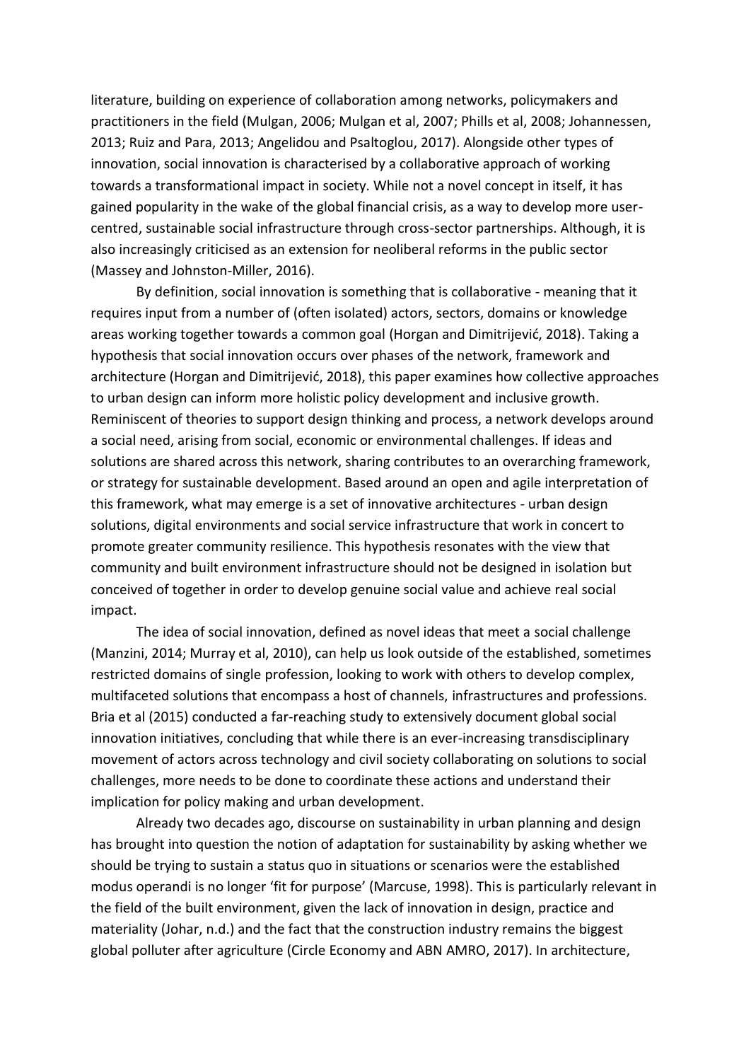literature, building on experience of collaboration among networks, policymakers and practitioners in the field (Mulgan, 2006; Mulgan et al, 2007; Phills et al, 2008; Johannessen, 2013; Ruiz and Para, 2013; Angelidou and Psaltoglou, 2017). Alongside other types of innovation, social innovation is characterised by a collaborative approach of working towards a transformational impact in society. While not a novel concept in itself, it has gained popularity in the wake of the global financial crisis, as a way to develop more user-centred, sustainable social infrastructure through cross-sector partnerships. Although, it is also increasingly criticised as an extension for neoliberal reforms in the public sector (Massey and Johnston-Miller, 2016).

By definition, social innovation is something that is collaborative - meaning that it requires input from a number of (often isolated) actors, sectors, domains or knowledge areas working together towards a common goal (Horgan and Dimitrijević, 2018). Taking a hypothesis that social innovation occurs over phases of the network, framework and architecture (Horgan and Dimitrijević, 2018), this paper examines how collective approaches to urban design can inform more holistic policy development and inclusive growth. Reminiscent of theories to support design thinking and process, a network develops around a social need, arising from social, economic or environmental challenges. If ideas and solutions are shared across this network, sharing contributes to an overarching framework, or strategy for sustainable development. Based around an open and agile interpretation of this framework, what may emerge is a set of innovative architectures - urban design solutions, digital environments and social service infrastructure that work in concert to promote greater community resilience. This hypothesis resonates with the view that community and built environment infrastructure should not be designed in isolation but conceived of together in order to develop genuine social value and achieve real social impact.

The idea of social innovation, defined as novel ideas that meet a social challenge (Manzini, 2014; Murray et al, 2010), can help us look outside of the established, sometimes restricted domains of single profession, looking to work with others to develop complex, multifaceted solutions that encompass a host of channels, infrastructures and professions. Bria et al (2015) conducted a far-reaching study to extensively document global social innovation initiatives, concluding that while there is an ever-increasing transdisciplinary movement of actors across technology and civil society collaborating on solutions to social challenges, more needs to be done to coordinate these actions and understand their implication for policy making and urban development.

Already two decades ago, discourse on sustainability in urban planning and design has brought into question the notion of adaptation for sustainability by asking whether we should be trying to sustain a status quo in situations or scenarios were the established modus operandi is no longer 'fit for purpose' (Marcuse, 1998). This is particularly relevant in the field of the built environment, given the lack of innovation in design, practice and materiality (Johar, n.d.) and the fact that the construction industry remains the biggest global polluter after agriculture (Circle Economy and ABN AMRO, 2017). In architecture,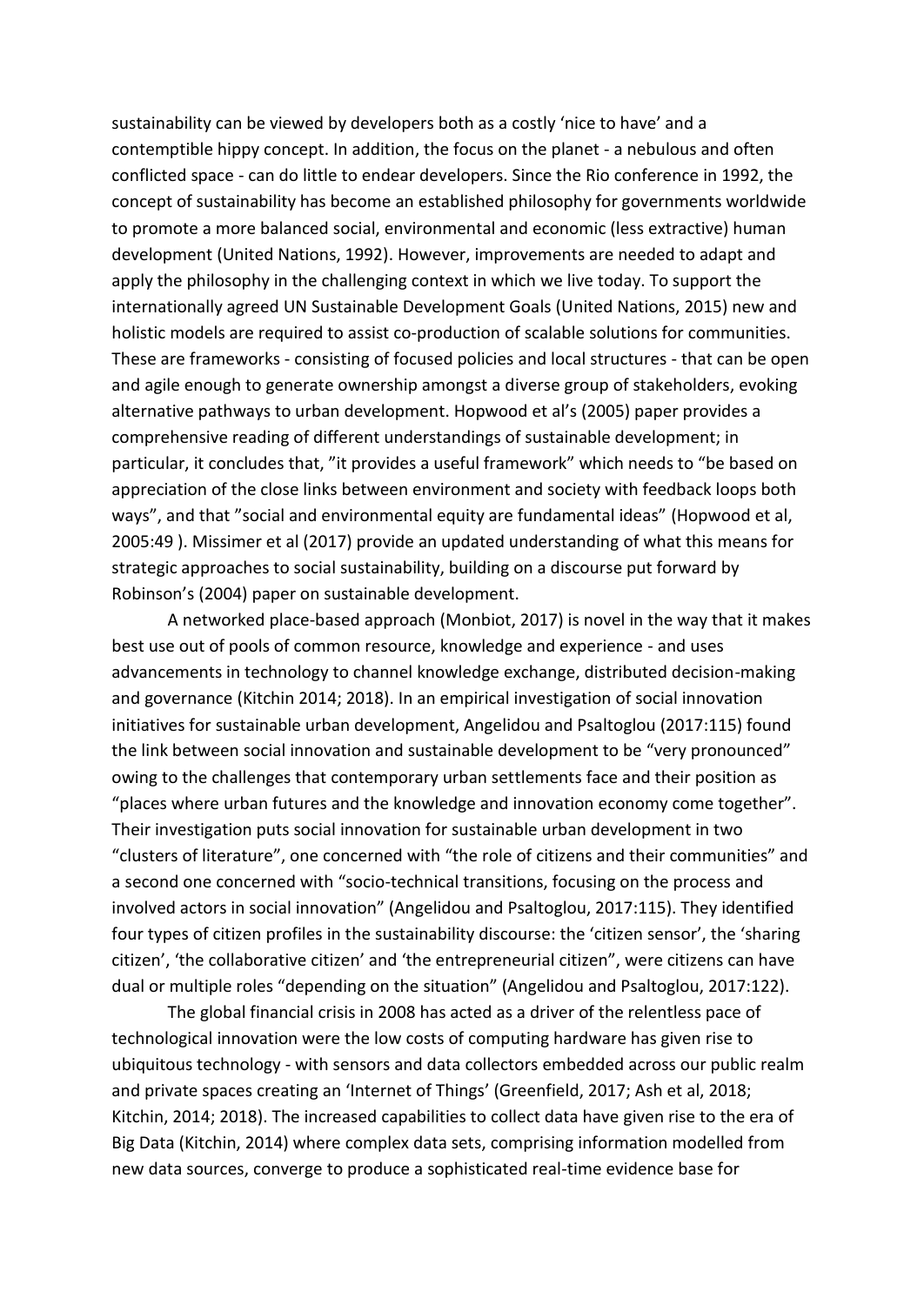sustainability can be viewed by developers both as a costly 'nice to have' and a contemptible hippy concept. In addition, the focus on the planet - a nebulous and often conflicted space - can do little to endear developers. Since the Rio conference in 1992, the concept of sustainability has become an established philosophy for governments worldwide to promote a more balanced social, environmental and economic (less extractive) human development (United Nations, 1992). However, improvements are needed to adapt and apply the philosophy in the challenging context in which we live today. To support the internationally agreed UN Sustainable Development Goals (United Nations, 2015) new and holistic models are required to assist co-production of scalable solutions for communities. These are frameworks - consisting of focused policies and local structures - that can be open and agile enough to generate ownership amongst a diverse group of stakeholders, evoking alternative pathways to urban development. Hopwood et al's (2005) paper provides a comprehensive reading of different understandings of sustainable development; in particular, it concludes that, "it provides a useful framework" which needs to "be based on appreciation of the close links between environment and society with feedback loops both ways", and that "social and environmental equity are fundamental ideas" (Hopwood et al, 2005:49 ). Missimer et al (2017) provide an updated understanding of what this means for strategic approaches to social sustainability, building on a discourse put forward by Robinson's (2004) paper on sustainable development.

A networked place-based approach (Monbiot, 2017) is novel in the way that it makes best use out of pools of common resource, knowledge and experience - and uses advancements in technology to channel knowledge exchange, distributed decision-making and governance (Kitchin 2014; 2018). In an empirical investigation of social innovation initiatives for sustainable urban development, Angelidou and Psaltoglou (2017:115) found the link between social innovation and sustainable development to be "very pronounced" owing to the challenges that contemporary urban settlements face and their position as "places where urban futures and the knowledge and innovation economy come together". Their investigation puts social innovation for sustainable urban development in two "clusters of literature", one concerned with "the role of citizens and their communities" and a second one concerned with "socio-technical transitions, focusing on the process and involved actors in social innovation" (Angelidou and Psaltoglou, 2017:115). They identified four types of citizen profiles in the sustainability discourse: the 'citizen sensor', the 'sharing citizen', 'the collaborative citizen' and 'the entrepreneurial citizen", were citizens can have dual or multiple roles "depending on the situation" (Angelidou and Psaltoglou, 2017:122).

The global financial crisis in 2008 has acted as a driver of the relentless pace of technological innovation were the low costs of computing hardware has given rise to ubiquitous technology - with sensors and data collectors embedded across our public realm and private spaces creating an 'Internet of Things' (Greenfield, 2017; Ash et al, 2018; Kitchin, 2014; 2018). The increased capabilities to collect data have given rise to the era of Big Data (Kitchin, 2014) where complex data sets, comprising information modelled from new data sources, converge to produce a sophisticated real-time evidence base for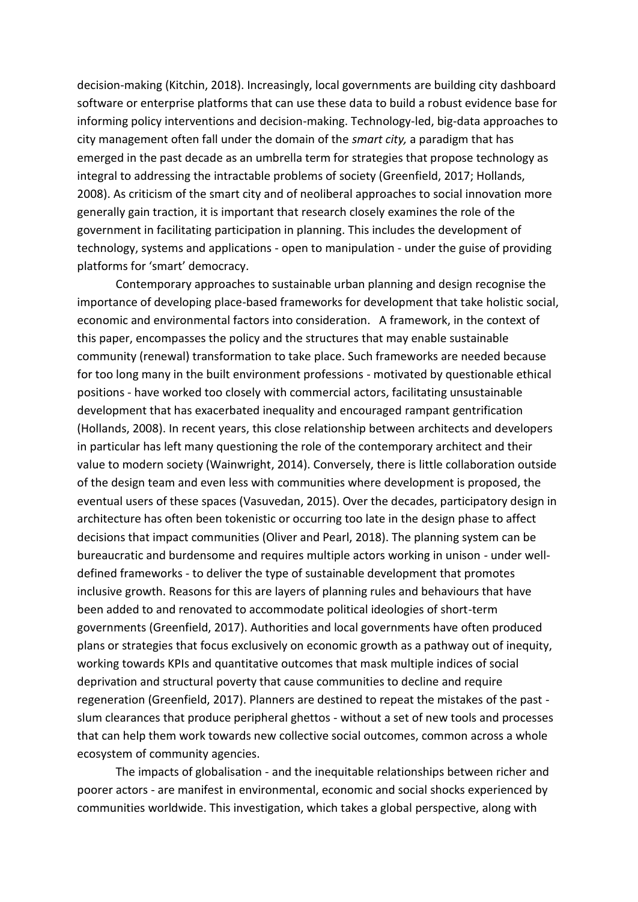decision-making (Kitchin, 2018). Increasingly, local governments are building city dashboard software or enterprise platforms that can use these data to build a robust evidence base for informing policy interventions and decision-making. Technology-led, big-data approaches to city management often fall under the domain of the *smart city,* a paradigm that has emerged in the past decade as an umbrella term for strategies that propose technology as integral to addressing the intractable problems of society (Greenfield, 2017; Hollands, 2008). As criticism of the smart city and of neoliberal approaches to social innovation more generally gain traction, it is important that research closely examines the role of the government in facilitating participation in planning. This includes the development of technology, systems and applications - open to manipulation - under the guise of providing platforms for 'smart' democracy.

Contemporary approaches to sustainable urban planning and design recognise the importance of developing place-based frameworks for development that take holistic social, economic and environmental factors into consideration. A framework, in the context of this paper, encompasses the policy and the structures that may enable sustainable community (renewal) transformation to take place. Such frameworks are needed because for too long many in the built environment professions - motivated by questionable ethical positions - have worked too closely with commercial actors, facilitating unsustainable development that has exacerbated inequality and encouraged rampant gentrification (Hollands, 2008). In recent years, this close relationship between architects and developers in particular has left many questioning the role of the contemporary architect and their value to modern society (Wainwright, 2014). Conversely, there is little collaboration outside of the design team and even less with communities where development is proposed, the eventual users of these spaces (Vasuvedan, 2015). Over the decades, participatory design in architecture has often been tokenistic or occurring too late in the design phase to affect decisions that impact communities (Oliver and Pearl, 2018). The planning system can be bureaucratic and burdensome and requires multiple actors working in unison - under well-defined frameworks - to deliver the type of sustainable development that promotes inclusive growth. Reasons for this are layers of planning rules and behaviours that have been added to and renovated to accommodate political ideologies of short-term governments (Greenfield, 2017). Authorities and local governments have often produced plans or strategies that focus exclusively on economic growth as a pathway out of inequity, working towards KPIs and quantitative outcomes that mask multiple indices of social deprivation and structural poverty that cause communities to decline and require regeneration (Greenfield, 2017). Planners are destined to repeat the mistakes of the past - slum clearances that produce peripheral ghettos - without a set of new tools and processes that can help them work towards new collective social outcomes, common across a whole ecosystem of community agencies.

The impacts of globalisation - and the inequitable relationships between richer and poorer actors - are manifest in environmental, economic and social shocks experienced by communities worldwide. This investigation, which takes a global perspective, along with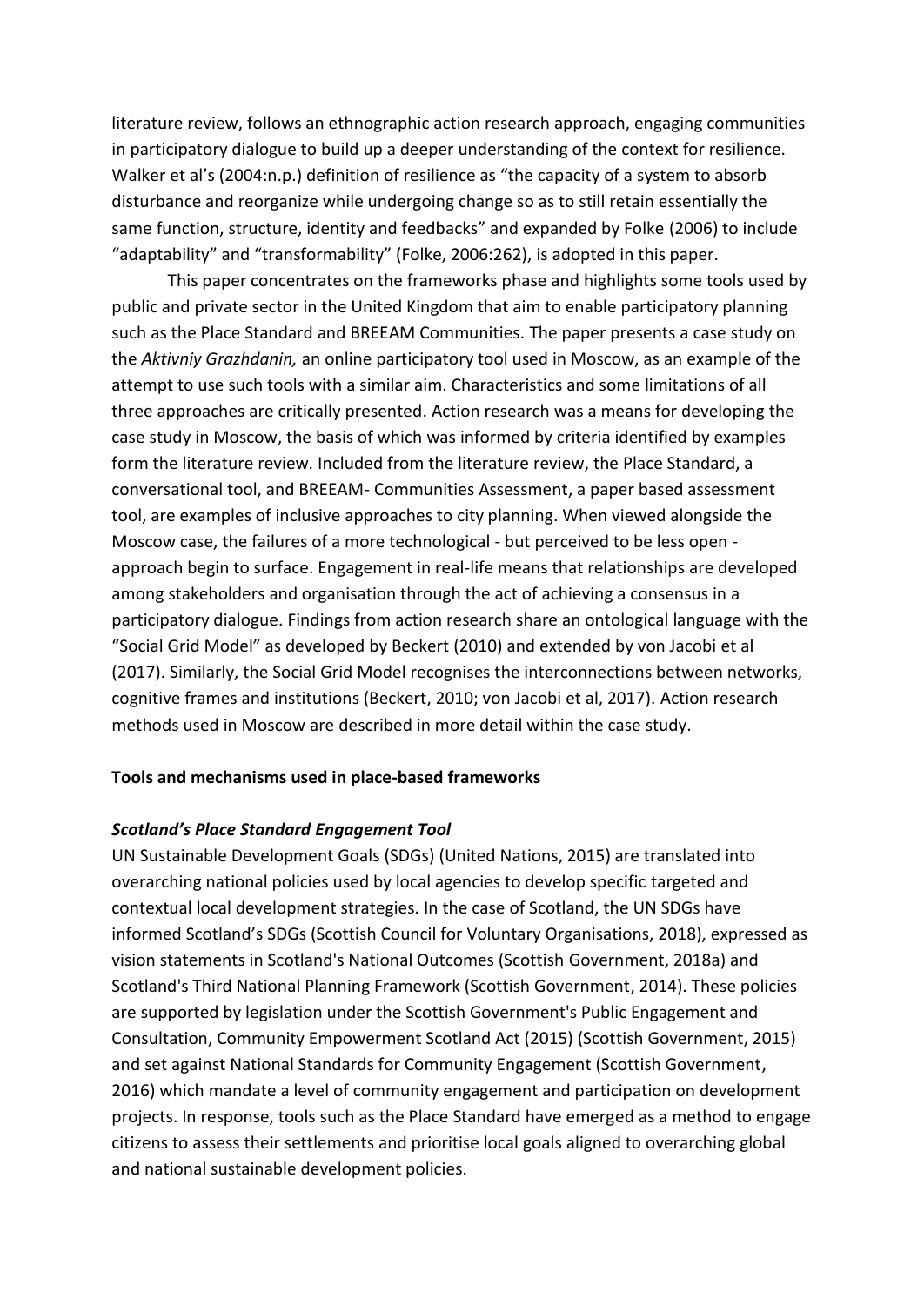literature review, follows an ethnographic action research approach, engaging communities in participatory dialogue to build up a deeper understanding of the context for resilience. Walker et al's (2004:n.p.) definition of resilience as "the capacity of a system to absorb disturbance and reorganize while undergoing change so as to still retain essentially the same function, structure, identity and feedbacks" and expanded by Folke (2006) to include "adaptability" and "transformability" (Folke, 2006:262), is adopted in this paper.

This paper concentrates on the frameworks phase and highlights some tools used by public and private sector in the United Kingdom that aim to enable participatory planning such as the Place Standard and BREEAM Communities. The paper presents a case study on the *Aktivniy Grazhdanin,* an online participatory tool used in Moscow, as an example of the attempt to use such tools with a similar aim. Characteristics and some limitations of all three approaches are critically presented. Action research was a means for developing the case study in Moscow, the basis of which was informed by criteria identified by examples form the literature review. Included from the literature review, the Place Standard, a conversational tool, and BREEAM- Communities Assessment, a paper based assessment tool, are examples of inclusive approaches to city planning. When viewed alongside the Moscow case, the failures of a more technological - but perceived to be less open - approach begin to surface. Engagement in real-life means that relationships are developed among stakeholders and organisation through the act of achieving a consensus in a participatory dialogue. Findings from action research share an ontological language with the "Social Grid Model" as developed by Beckert (2010) and extended by von Jacobi et al (2017). Similarly, the Social Grid Model recognises the interconnections between networks, cognitive frames and institutions (Beckert, 2010; von Jacobi et al, 2017). Action research methods used in Moscow are described in more detail within the case study.

## Tools and mechanisms used in place-based frameworks

### *Scotland's Place Standard Engagement Tool*

UN Sustainable Development Goals (SDGs) (United Nations, 2015) are translated into overarching national policies used by local agencies to develop specific targeted and contextual local development strategies. In the case of Scotland, the UN SDGs have informed Scotland's SDGs (Scottish Council for Voluntary Organisations, 2018), expressed as vision statements in Scotland's National Outcomes (Scottish Government, 2018a) and Scotland's Third National Planning Framework (Scottish Government, 2014). These policies are supported by legislation under the Scottish Government's Public Engagement and Consultation, Community Empowerment Scotland Act (2015) (Scottish Government, 2015) and set against National Standards for Community Engagement (Scottish Government, 2016) which mandate a level of community engagement and participation on development projects. In response, tools such as the Place Standard have emerged as a method to engage citizens to assess their settlements and prioritise local goals aligned to overarching global and national sustainable development policies.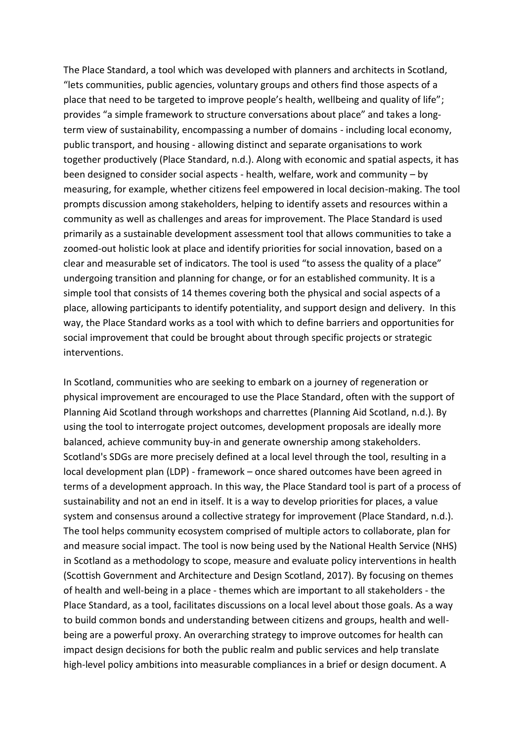The Place Standard, a tool which was developed with planners and architects in Scotland, "lets communities, public agencies, voluntary groups and others find those aspects of a place that need to be targeted to improve people's health, wellbeing and quality of life"; provides "a simple framework to structure conversations about place" and takes a long-term view of sustainability, encompassing a number of domains - including local economy, public transport, and housing - allowing distinct and separate organisations to work together productively (Place Standard, n.d.). Along with economic and spatial aspects, it has been designed to consider social aspects - health, welfare, work and community – by measuring, for example, whether citizens feel empowered in local decision-making. The tool prompts discussion among stakeholders, helping to identify assets and resources within a community as well as challenges and areas for improvement. The Place Standard is used primarily as a sustainable development assessment tool that allows communities to take a zoomed-out holistic look at place and identify priorities for social innovation, based on a clear and measurable set of indicators. The tool is used "to assess the quality of a place" undergoing transition and planning for change, or for an established community. It is a simple tool that consists of 14 themes covering both the physical and social aspects of a place, allowing participants to identify potentiality, and support design and delivery. In this way, the Place Standard works as a tool with which to define barriers and opportunities for social improvement that could be brought about through specific projects or strategic interventions.

In Scotland, communities who are seeking to embark on a journey of regeneration or physical improvement are encouraged to use the Place Standard, often with the support of Planning Aid Scotland through workshops and charrettes (Planning Aid Scotland, n.d.). By using the tool to interrogate project outcomes, development proposals are ideally more balanced, achieve community buy-in and generate ownership among stakeholders. Scotland's SDGs are more precisely defined at a local level through the tool, resulting in a local development plan (LDP) - framework – once shared outcomes have been agreed in terms of a development approach. In this way, the Place Standard tool is part of a process of sustainability and not an end in itself. It is a way to develop priorities for places, a value system and consensus around a collective strategy for improvement (Place Standard, n.d.). The tool helps community ecosystem comprised of multiple actors to collaborate, plan for and measure social impact. The tool is now being used by the National Health Service (NHS) in Scotland as a methodology to scope, measure and evaluate policy interventions in health (Scottish Government and Architecture and Design Scotland, 2017). By focusing on themes of health and well-being in a place - themes which are important to all stakeholders - the Place Standard, as a tool, facilitates discussions on a local level about those goals. As a way to build common bonds and understanding between citizens and groups, health and well-being are a powerful proxy. An overarching strategy to improve outcomes for health can impact design decisions for both the public realm and public services and help translate high-level policy ambitions into measurable compliances in a brief or design document. A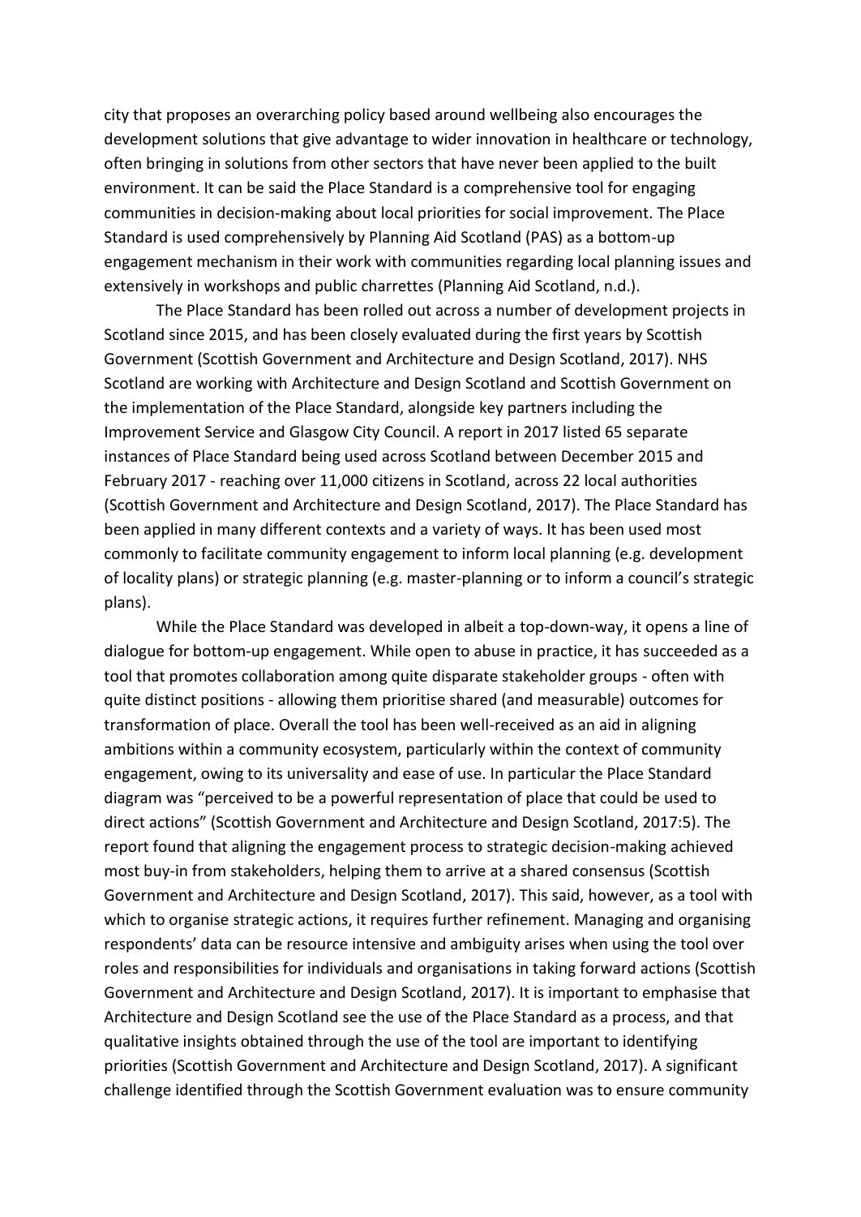city that proposes an overarching policy based around wellbeing also encourages the development solutions that give advantage to wider innovation in healthcare or technology, often bringing in solutions from other sectors that have never been applied to the built environment. It can be said the Place Standard is a comprehensive tool for engaging communities in decision-making about local priorities for social improvement. The Place Standard is used comprehensively by Planning Aid Scotland (PAS) as a bottom-up engagement mechanism in their work with communities regarding local planning issues and extensively in workshops and public charrettes (Planning Aid Scotland, n.d.).

The Place Standard has been rolled out across a number of development projects in Scotland since 2015, and has been closely evaluated during the first years by Scottish Government (Scottish Government and Architecture and Design Scotland, 2017). NHS Scotland are working with Architecture and Design Scotland and Scottish Government on the implementation of the Place Standard, alongside key partners including the Improvement Service and Glasgow City Council. A report in 2017 listed 65 separate instances of Place Standard being used across Scotland between December 2015 and February 2017 - reaching over 11,000 citizens in Scotland, across 22 local authorities (Scottish Government and Architecture and Design Scotland, 2017). The Place Standard has been applied in many different contexts and a variety of ways. It has been used most commonly to facilitate community engagement to inform local planning (e.g. development of locality plans) or strategic planning (e.g. master-planning or to inform a council's strategic plans).

While the Place Standard was developed in albeit a top-down-way, it opens a line of dialogue for bottom-up engagement. While open to abuse in practice, it has succeeded as a tool that promotes collaboration among quite disparate stakeholder groups - often with quite distinct positions - allowing them prioritise shared (and measurable) outcomes for transformation of place. Overall the tool has been well-received as an aid in aligning ambitions within a community ecosystem, particularly within the context of community engagement, owing to its universality and ease of use. In particular the Place Standard diagram was "perceived to be a powerful representation of place that could be used to direct actions" (Scottish Government and Architecture and Design Scotland, 2017:5). The report found that aligning the engagement process to strategic decision-making achieved most buy-in from stakeholders, helping them to arrive at a shared consensus (Scottish Government and Architecture and Design Scotland, 2017). This said, however, as a tool with which to organise strategic actions, it requires further refinement. Managing and organising respondents' data can be resource intensive and ambiguity arises when using the tool over roles and responsibilities for individuals and organisations in taking forward actions (Scottish Government and Architecture and Design Scotland, 2017). It is important to emphasise that Architecture and Design Scotland see the use of the Place Standard as a process, and that qualitative insights obtained through the use of the tool are important to identifying priorities (Scottish Government and Architecture and Design Scotland, 2017). A significant challenge identified through the Scottish Government evaluation was to ensure community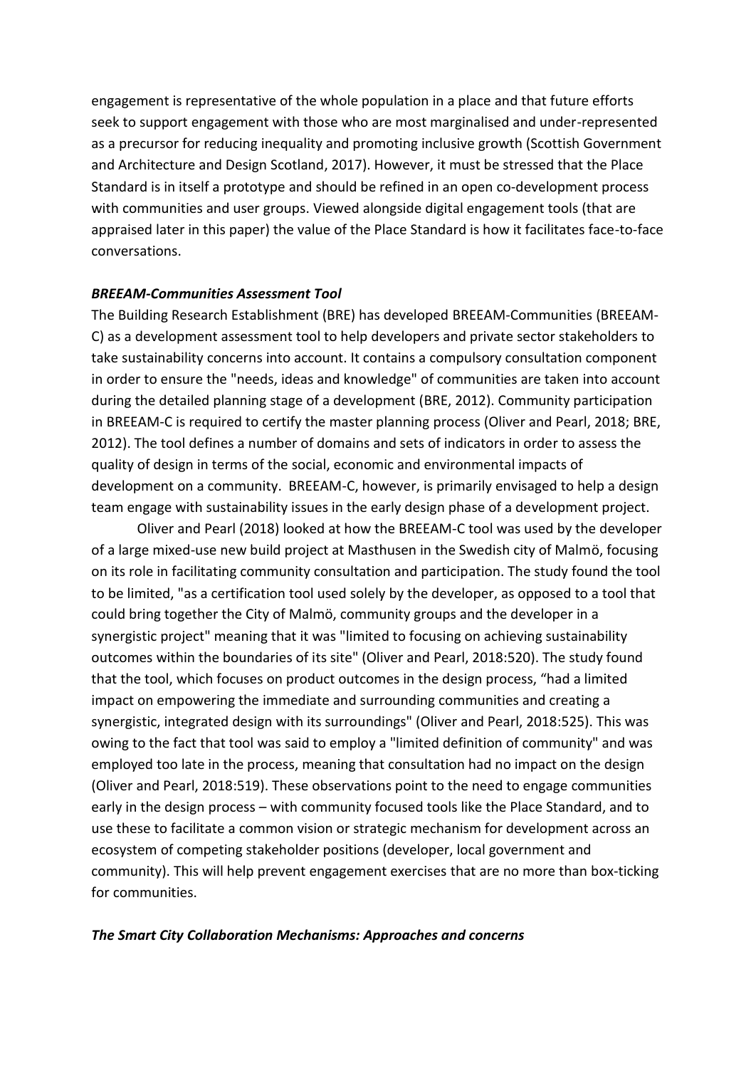engagement is representative of the whole population in a place and that future efforts seek to support engagement with those who are most marginalised and under-represented as a precursor for reducing inequality and promoting inclusive growth (Scottish Government and Architecture and Design Scotland, 2017). However, it must be stressed that the Place Standard is in itself a prototype and should be refined in an open co-development process with communities and user groups. Viewed alongside digital engagement tools (that are appraised later in this paper) the value of the Place Standard is how it facilitates face-to-face conversations.

### *BREEAM-Communities Assessment Tool*

The Building Research Establishment (BRE) has developed BREEAM-Communities (BREEAM-C) as a development assessment tool to help developers and private sector stakeholders to take sustainability concerns into account. It contains a compulsory consultation component in order to ensure the "needs, ideas and knowledge" of communities are taken into account during the detailed planning stage of a development (BRE, 2012). Community participation in BREEAM-C is required to certify the master planning process (Oliver and Pearl, 2018; BRE, 2012). The tool defines a number of domains and sets of indicators in order to assess the quality of design in terms of the social, economic and environmental impacts of development on a community. BREEAM-C, however, is primarily envisaged to help a design team engage with sustainability issues in the early design phase of a development project.

Oliver and Pearl (2018) looked at how the BREEAM-C tool was used by the developer of a large mixed-use new build project at Masthusen in the Swedish city of Malmö, focusing on its role in facilitating community consultation and participation. The study found the tool to be limited, "as a certification tool used solely by the developer, as opposed to a tool that could bring together the City of Malmö, community groups and the developer in a synergistic project" meaning that it was "limited to focusing on achieving sustainability outcomes within the boundaries of its site" (Oliver and Pearl, 2018:520). The study found that the tool, which focuses on product outcomes in the design process, "had a limited impact on empowering the immediate and surrounding communities and creating a synergistic, integrated design with its surroundings" (Oliver and Pearl, 2018:525). This was owing to the fact that tool was said to employ a "limited definition of community" and was employed too late in the process, meaning that consultation had no impact on the design (Oliver and Pearl, 2018:519). These observations point to the need to engage communities early in the design process – with community focused tools like the Place Standard, and to use these to facilitate a common vision or strategic mechanism for development across an ecosystem of competing stakeholder positions (developer, local government and community). This will help prevent engagement exercises that are no more than box-ticking for communities.

### *The Smart City Collaboration Mechanisms: Approaches and concerns*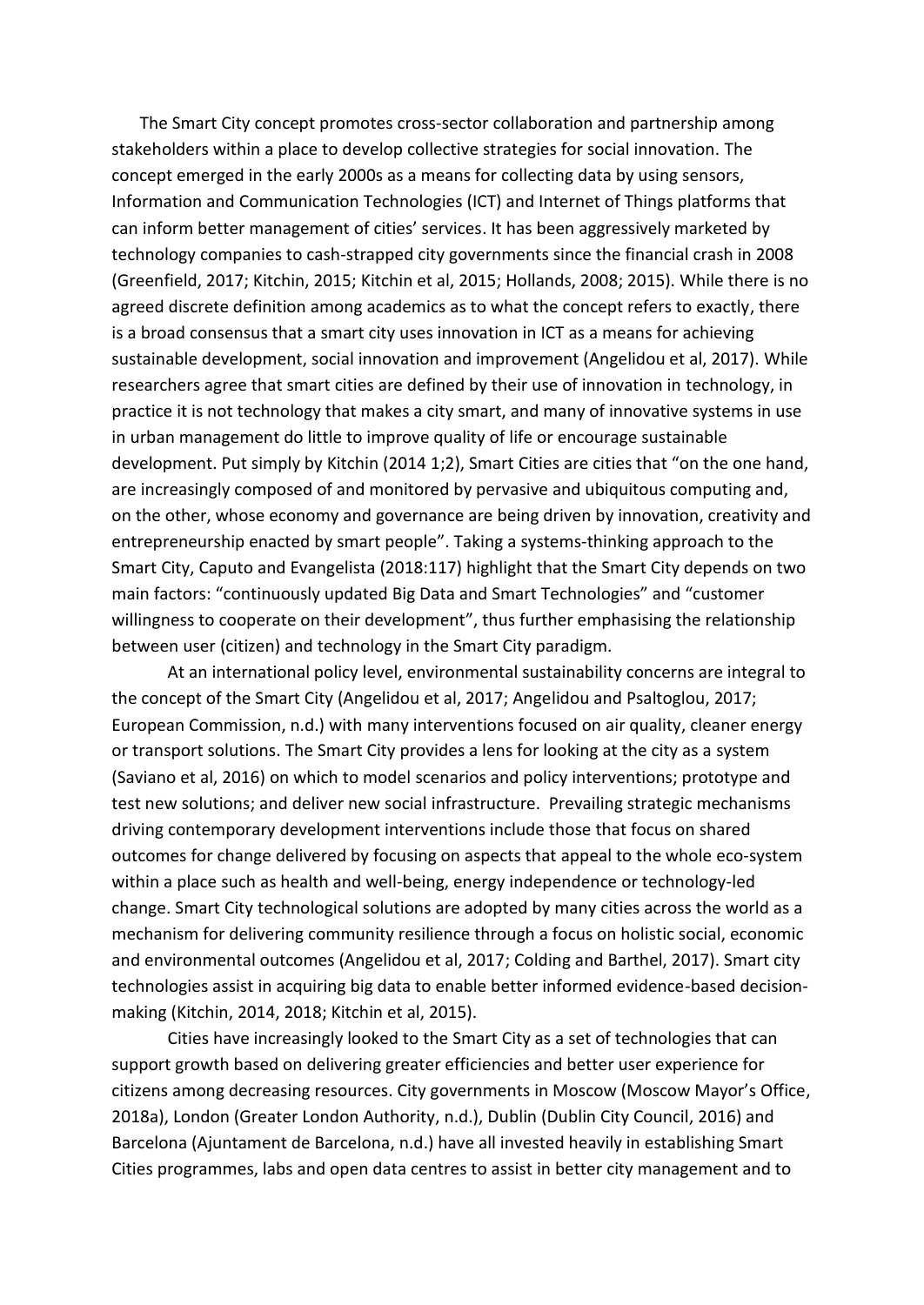The Smart City concept promotes cross-sector collaboration and partnership among stakeholders within a place to develop collective strategies for social innovation. The concept emerged in the early 2000s as a means for collecting data by using sensors, Information and Communication Technologies (ICT) and Internet of Things platforms that can inform better management of cities' services. It has been aggressively marketed by technology companies to cash-strapped city governments since the financial crash in 2008 (Greenfield, 2017; Kitchin, 2015; Kitchin et al, 2015; Hollands, 2008; 2015). While there is no agreed discrete definition among academics as to what the concept refers to exactly, there is a broad consensus that a smart city uses innovation in ICT as a means for achieving sustainable development, social innovation and improvement (Angelidou et al, 2017). While researchers agree that smart cities are defined by their use of innovation in technology, in practice it is not technology that makes a city smart, and many of innovative systems in use in urban management do little to improve quality of life or encourage sustainable development. Put simply by Kitchin (2014 1;2), Smart Cities are cities that "on the one hand, are increasingly composed of and monitored by pervasive and ubiquitous computing and, on the other, whose economy and governance are being driven by innovation, creativity and entrepreneurship enacted by smart people". Taking a systems-thinking approach to the Smart City, Caputo and Evangelista (2018:117) highlight that the Smart City depends on two main factors: "continuously updated Big Data and Smart Technologies" and "customer willingness to cooperate on their development", thus further emphasising the relationship between user (citizen) and technology in the Smart City paradigm.

At an international policy level, environmental sustainability concerns are integral to the concept of the Smart City (Angelidou et al, 2017; Angelidou and Psaltoglou, 2017; European Commission, n.d.) with many interventions focused on air quality, cleaner energy or transport solutions. The Smart City provides a lens for looking at the city as a system (Saviano et al, 2016) on which to model scenarios and policy interventions; prototype and test new solutions; and deliver new social infrastructure. Prevailing strategic mechanisms driving contemporary development interventions include those that focus on shared outcomes for change delivered by focusing on aspects that appeal to the whole eco-system within a place such as health and well-being, energy independence or technology-led change. Smart City technological solutions are adopted by many cities across the world as a mechanism for delivering community resilience through a focus on holistic social, economic and environmental outcomes (Angelidou et al, 2017; Colding and Barthel, 2017). Smart city technologies assist in acquiring big data to enable better informed evidence-based decision-making (Kitchin, 2014, 2018; Kitchin et al, 2015).

Cities have increasingly looked to the Smart City as a set of technologies that can support growth based on delivering greater efficiencies and better user experience for citizens among decreasing resources. City governments in Moscow (Moscow Mayor's Office, 2018a), London (Greater London Authority, n.d.), Dublin (Dublin City Council, 2016) and Barcelona (Ajuntament de Barcelona, n.d.) have all invested heavily in establishing Smart Cities programmes, labs and open data centres to assist in better city management and to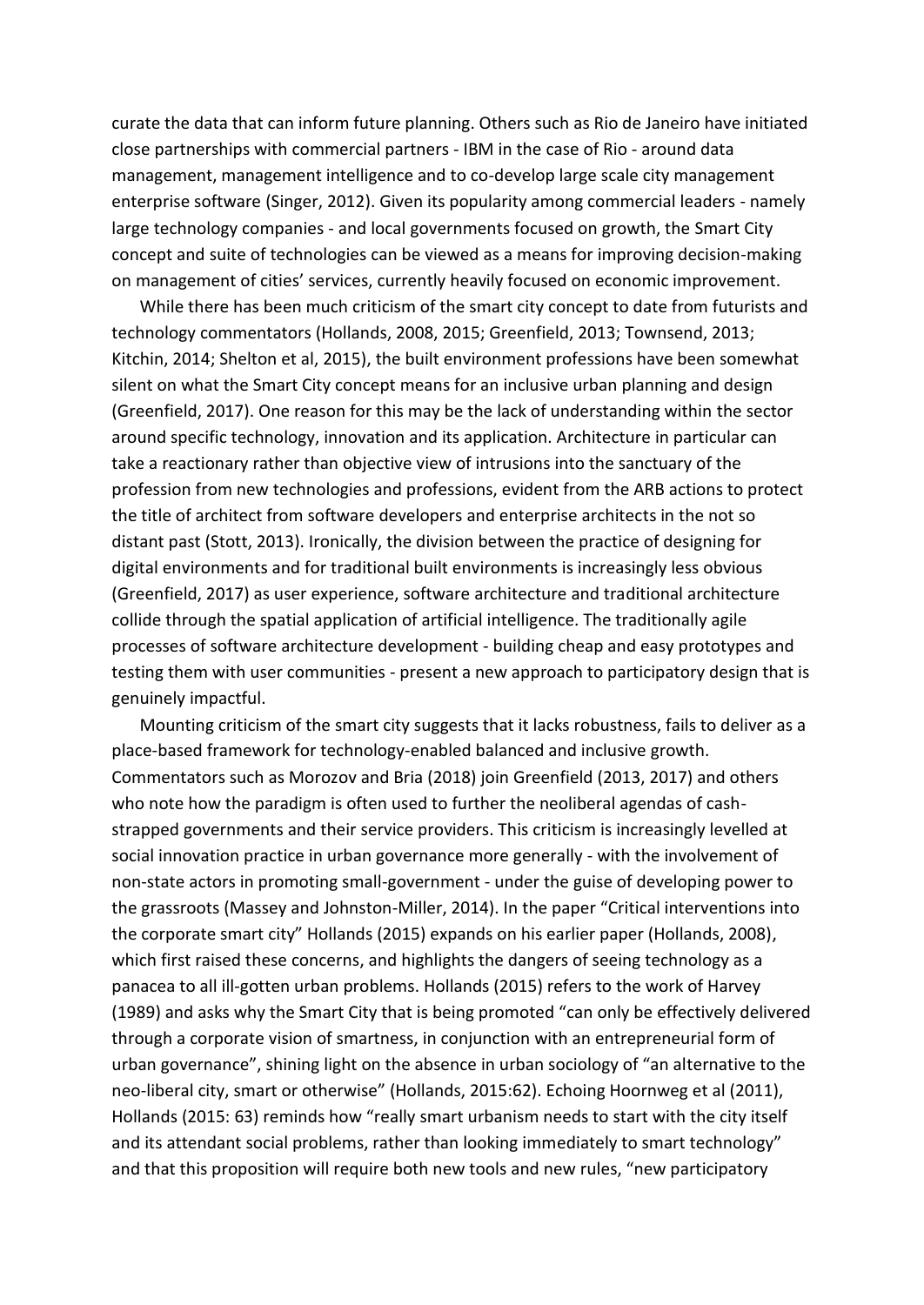curate the data that can inform future planning. Others such as Rio de Janeiro have initiated close partnerships with commercial partners - IBM in the case of Rio - around data management, management intelligence and to co-develop large scale city management enterprise software (Singer, 2012). Given its popularity among commercial leaders - namely large technology companies - and local governments focused on growth, the Smart City concept and suite of technologies can be viewed as a means for improving decision-making on management of cities' services, currently heavily focused on economic improvement.

While there has been much criticism of the smart city concept to date from futurists and technology commentators (Hollands, 2008, 2015; Greenfield, 2013; Townsend, 2013; Kitchin, 2014; Shelton et al, 2015), the built environment professions have been somewhat silent on what the Smart City concept means for an inclusive urban planning and design (Greenfield, 2017). One reason for this may be the lack of understanding within the sector around specific technology, innovation and its application. Architecture in particular can take a reactionary rather than objective view of intrusions into the sanctuary of the profession from new technologies and professions, evident from the ARB actions to protect the title of architect from software developers and enterprise architects in the not so distant past (Stott, 2013). Ironically, the division between the practice of designing for digital environments and for traditional built environments is increasingly less obvious (Greenfield, 2017) as user experience, software architecture and traditional architecture collide through the spatial application of artificial intelligence. The traditionally agile processes of software architecture development - building cheap and easy prototypes and testing them with user communities - present a new approach to participatory design that is genuinely impactful.

Mounting criticism of the smart city suggests that it lacks robustness, fails to deliver as a place-based framework for technology-enabled balanced and inclusive growth. Commentators such as Morozov and Bria (2018) join Greenfield (2013, 2017) and others who note how the paradigm is often used to further the neoliberal agendas of cash-strapped governments and their service providers. This criticism is increasingly levelled at social innovation practice in urban governance more generally - with the involvement of non-state actors in promoting small-government - under the guise of developing power to the grassroots (Massey and Johnston-Miller, 2014). In the paper "Critical interventions into the corporate smart city" Hollands (2015) expands on his earlier paper (Hollands, 2008), which first raised these concerns, and highlights the dangers of seeing technology as a panacea to all ill-gotten urban problems. Hollands (2015) refers to the work of Harvey (1989) and asks why the Smart City that is being promoted "can only be effectively delivered through a corporate vision of smartness, in conjunction with an entrepreneurial form of urban governance", shining light on the absence in urban sociology of "an alternative to the neo-liberal city, smart or otherwise" (Hollands, 2015:62). Echoing Hoornweg et al (2011), Hollands (2015: 63) reminds how "really smart urbanism needs to start with the city itself and its attendant social problems, rather than looking immediately to smart technology" and that this proposition will require both new tools and new rules, "new participatory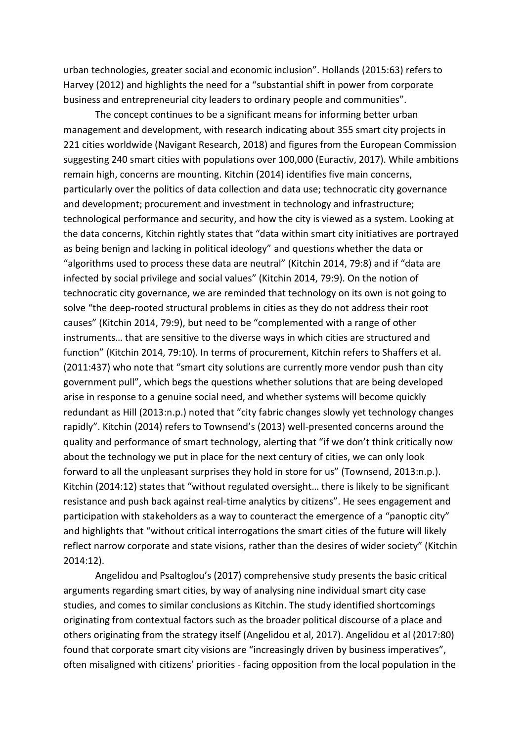urban technologies, greater social and economic inclusion". Hollands (2015:63) refers to Harvey (2012) and highlights the need for a "substantial shift in power from corporate business and entrepreneurial city leaders to ordinary people and communities".

The concept continues to be a significant means for informing better urban management and development, with research indicating about 355 smart city projects in 221 cities worldwide (Navigant Research, 2018) and figures from the European Commission suggesting 240 smart cities with populations over 100,000 (Euractiv, 2017). While ambitions remain high, concerns are mounting. Kitchin (2014) identifies five main concerns, particularly over the politics of data collection and data use; technocratic city governance and development; procurement and investment in technology and infrastructure; technological performance and security, and how the city is viewed as a system. Looking at the data concerns, Kitchin rightly states that "data within smart city initiatives are portrayed as being benign and lacking in political ideology" and questions whether the data or "algorithms used to process these data are neutral" (Kitchin 2014, 79:8) and if "data are infected by social privilege and social values" (Kitchin 2014, 79:9). On the notion of technocratic city governance, we are reminded that technology on its own is not going to solve "the deep-rooted structural problems in cities as they do not address their root causes" (Kitchin 2014, 79:9), but need to be "complemented with a range of other instruments… that are sensitive to the diverse ways in which cities are structured and function" (Kitchin 2014, 79:10). In terms of procurement, Kitchin refers to Shaffers et al. (2011:437) who note that "smart city solutions are currently more vendor push than city government pull", which begs the questions whether solutions that are being developed arise in response to a genuine social need, and whether systems will become quickly redundant as Hill (2013:n.p.) noted that "city fabric changes slowly yet technology changes rapidly". Kitchin (2014) refers to Townsend's (2013) well-presented concerns around the quality and performance of smart technology, alerting that "if we don't think critically now about the technology we put in place for the next century of cities, we can only look forward to all the unpleasant surprises they hold in store for us" (Townsend, 2013:n.p.). Kitchin (2014:12) states that "without regulated oversight… there is likely to be significant resistance and push back against real-time analytics by citizens". He sees engagement and participation with stakeholders as a way to counteract the emergence of a "panoptic city" and highlights that "without critical interrogations the smart cities of the future will likely reflect narrow corporate and state visions, rather than the desires of wider society" (Kitchin 2014:12).

Angelidou and Psaltoglou's (2017) comprehensive study presents the basic critical arguments regarding smart cities, by way of analysing nine individual smart city case studies, and comes to similar conclusions as Kitchin. The study identified shortcomings originating from contextual factors such as the broader political discourse of a place and others originating from the strategy itself (Angelidou et al, 2017). Angelidou et al (2017:80) found that corporate smart city visions are "increasingly driven by business imperatives", often misaligned with citizens' priorities - facing opposition from the local population in the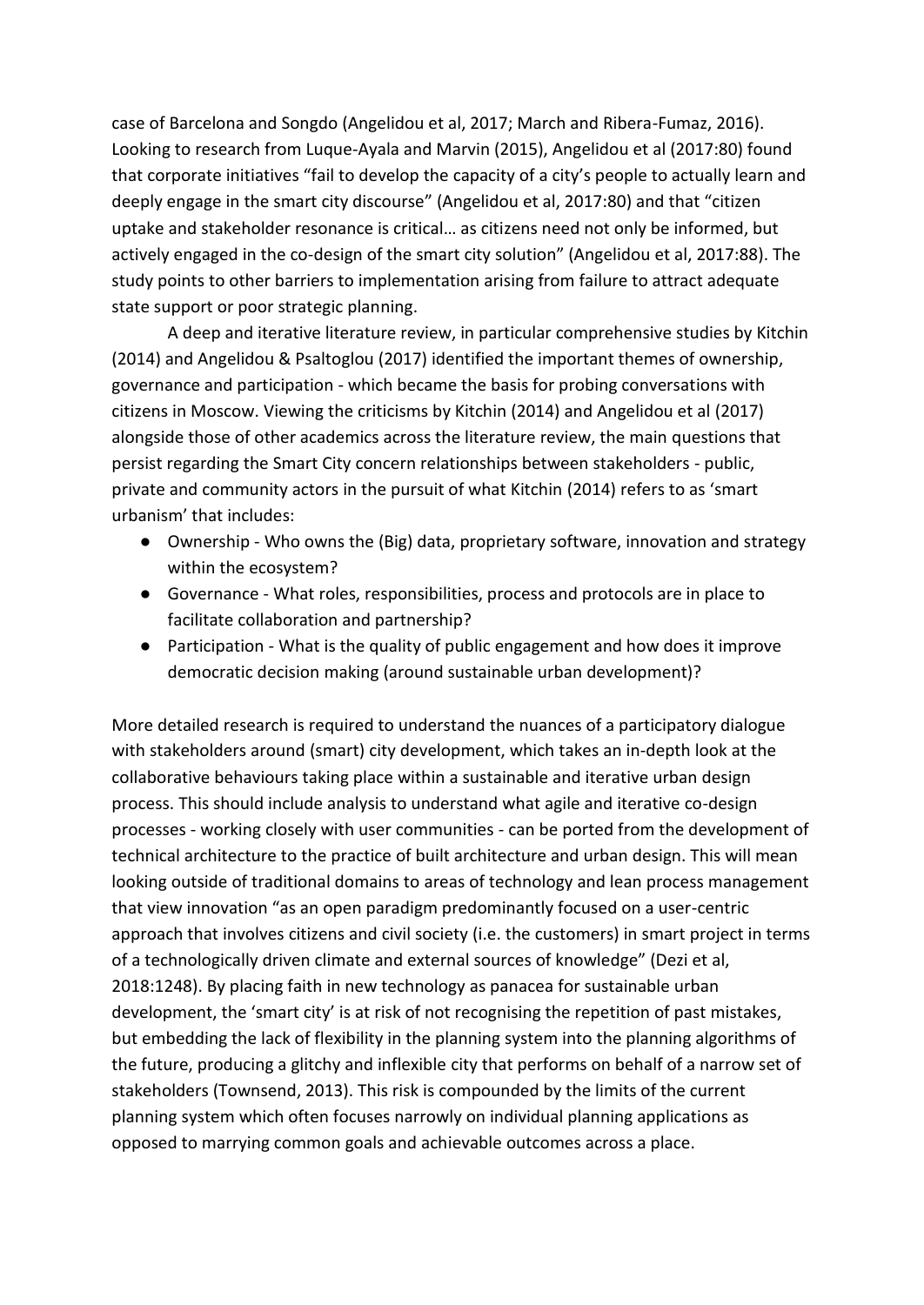case of Barcelona and Songdo (Angelidou et al, 2017; March and Ribera-Fumaz, 2016). Looking to research from Luque-Ayala and Marvin (2015), Angelidou et al (2017:80) found that corporate initiatives "fail to develop the capacity of a city's people to actually learn and deeply engage in the smart city discourse" (Angelidou et al, 2017:80) and that "citizen uptake and stakeholder resonance is critical… as citizens need not only be informed, but actively engaged in the co-design of the smart city solution" (Angelidou et al, 2017:88). The study points to other barriers to implementation arising from failure to attract adequate state support or poor strategic planning.

A deep and iterative literature review, in particular comprehensive studies by Kitchin (2014) and Angelidou & Psaltoglou (2017) identified the important themes of ownership, governance and participation - which became the basis for probing conversations with citizens in Moscow. Viewing the criticisms by Kitchin (2014) and Angelidou et al (2017) alongside those of other academics across the literature review, the main questions that persist regarding the Smart City concern relationships between stakeholders - public, private and community actors in the pursuit of what Kitchin (2014) refers to as 'smart urbanism' that includes:

- Ownership - Who owns the (Big) data, proprietary software, innovation and strategy within the ecosystem?
- Governance - What roles, responsibilities, process and protocols are in place to facilitate collaboration and partnership?
- Participation - What is the quality of public engagement and how does it improve democratic decision making (around sustainable urban development)?

More detailed research is required to understand the nuances of a participatory dialogue with stakeholders around (smart) city development, which takes an in-depth look at the collaborative behaviours taking place within a sustainable and iterative urban design process. This should include analysis to understand what agile and iterative co-design processes - working closely with user communities - can be ported from the development of technical architecture to the practice of built architecture and urban design. This will mean looking outside of traditional domains to areas of technology and lean process management that view innovation "as an open paradigm predominantly focused on a user-centric approach that involves citizens and civil society (i.e. the customers) in smart project in terms of a technologically driven climate and external sources of knowledge" (Dezi et al, 2018:1248). By placing faith in new technology as panacea for sustainable urban development, the 'smart city' is at risk of not recognising the repetition of past mistakes, but embedding the lack of flexibility in the planning system into the planning algorithms of the future, producing a glitchy and inflexible city that performs on behalf of a narrow set of stakeholders (Townsend, 2013). This risk is compounded by the limits of the current planning system which often focuses narrowly on individual planning applications as opposed to marrying common goals and achievable outcomes across a place.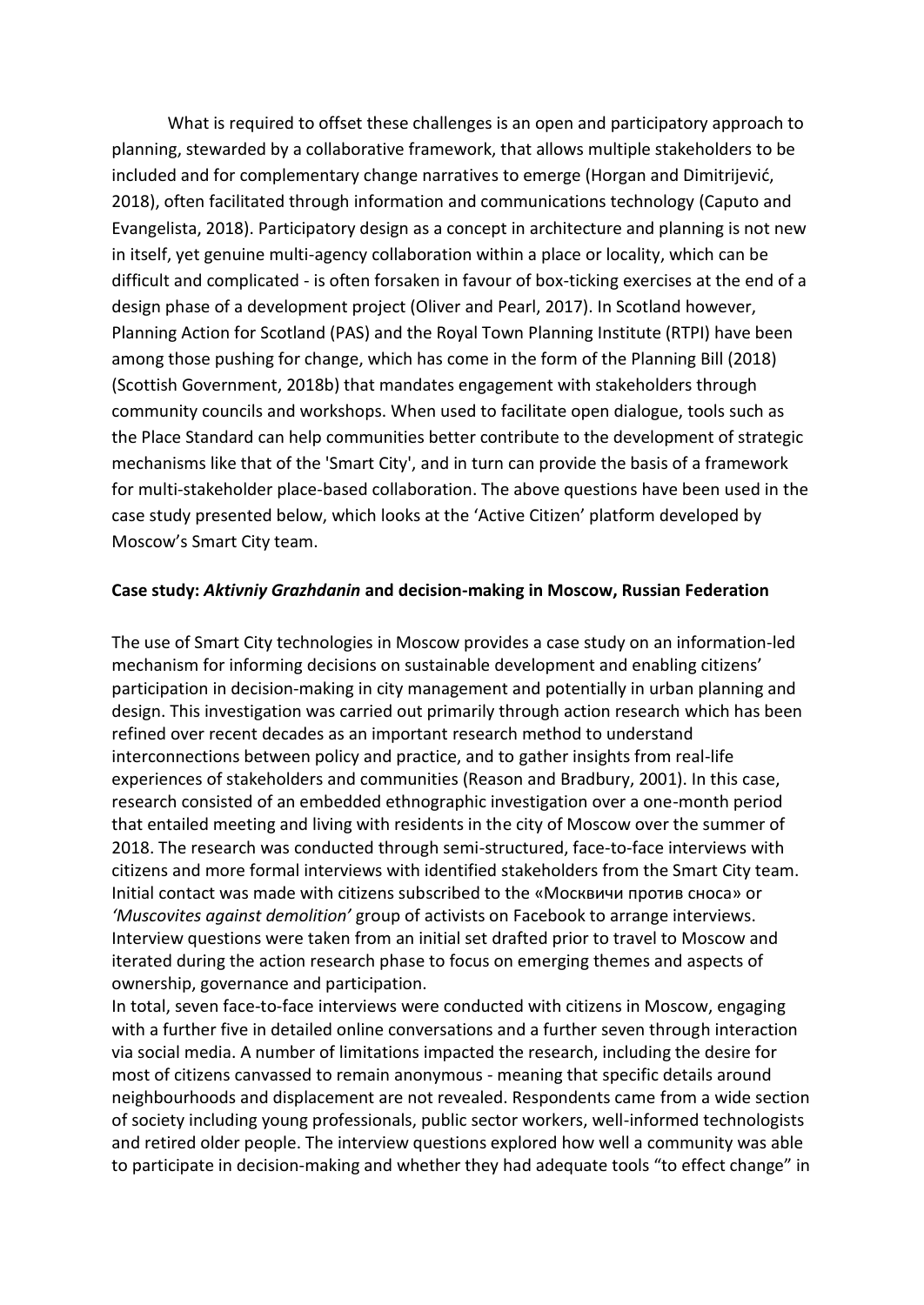What is required to offset these challenges is an open and participatory approach to planning, stewarded by a collaborative framework, that allows multiple stakeholders to be included and for complementary change narratives to emerge (Horgan and Dimitrijević, 2018), often facilitated through information and communications technology (Caputo and Evangelista, 2018). Participatory design as a concept in architecture and planning is not new in itself, yet genuine multi-agency collaboration within a place or locality, which can be difficult and complicated - is often forsaken in favour of box-ticking exercises at the end of a design phase of a development project (Oliver and Pearl, 2017). In Scotland however, Planning Action for Scotland (PAS) and the Royal Town Planning Institute (RTPI) have been among those pushing for change, which has come in the form of the Planning Bill (2018) (Scottish Government, 2018b) that mandates engagement with stakeholders through community councils and workshops. When used to facilitate open dialogue, tools such as the Place Standard can help communities better contribute to the development of strategic mechanisms like that of the 'Smart City', and in turn can provide the basis of a framework for multi-stakeholder place-based collaboration. The above questions have been used in the case study presented below, which looks at the 'Active Citizen' platform developed by Moscow's Smart City team.

**Case study: *Aktivniy Grazhdanin* and decision-making in Moscow, Russian Federation**

The use of Smart City technologies in Moscow provides a case study on an information-led mechanism for informing decisions on sustainable development and enabling citizens' participation in decision-making in city management and potentially in urban planning and design. This investigation was carried out primarily through action research which has been refined over recent decades as an important research method to understand interconnections between policy and practice, and to gather insights from real-life experiences of stakeholders and communities (Reason and Bradbury, 2001). In this case, research consisted of an embedded ethnographic investigation over a one-month period that entailed meeting and living with residents in the city of Moscow over the summer of 2018. The research was conducted through semi-structured, face-to-face interviews with citizens and more formal interviews with identified stakeholders from the Smart City team. Initial contact was made with citizens subscribed to the «Москвичи против сноса» or *'Muscovites against demolition'* group of activists on Facebook to arrange interviews. Interview questions were taken from an initial set drafted prior to travel to Moscow and iterated during the action research phase to focus on emerging themes and aspects of ownership, governance and participation.

In total, seven face-to-face interviews were conducted with citizens in Moscow, engaging with a further five in detailed online conversations and a further seven through interaction via social media. A number of limitations impacted the research, including the desire for most of citizens canvassed to remain anonymous - meaning that specific details around neighbourhoods and displacement are not revealed. Respondents came from a wide section of society including young professionals, public sector workers, well-informed technologists and retired older people. The interview questions explored how well a community was able to participate in decision-making and whether they had adequate tools "to effect change" in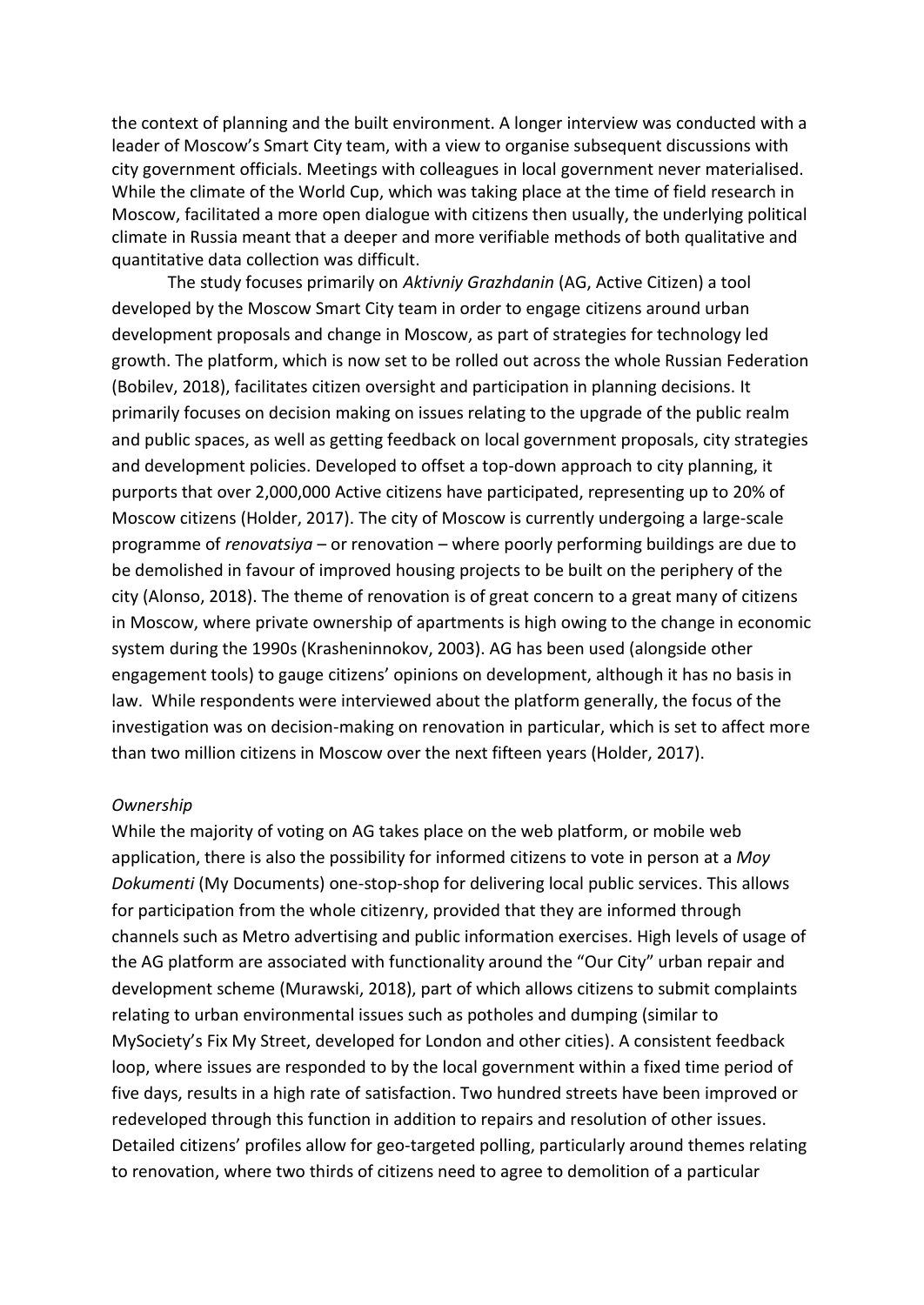the context of planning and the built environment. A longer interview was conducted with a leader of Moscow's Smart City team, with a view to organise subsequent discussions with city government officials. Meetings with colleagues in local government never materialised. While the climate of the World Cup, which was taking place at the time of field research in Moscow, facilitated a more open dialogue with citizens then usually, the underlying political climate in Russia meant that a deeper and more verifiable methods of both qualitative and quantitative data collection was difficult.

The study focuses primarily on *Aktivniy Grazhdanin* (AG, Active Citizen) a tool developed by the Moscow Smart City team in order to engage citizens around urban development proposals and change in Moscow, as part of strategies for technology led growth. The platform, which is now set to be rolled out across the whole Russian Federation (Bobilev, 2018), facilitates citizen oversight and participation in planning decisions. It primarily focuses on decision making on issues relating to the upgrade of the public realm and public spaces, as well as getting feedback on local government proposals, city strategies and development policies. Developed to offset a top-down approach to city planning, it purports that over 2,000,000 Active citizens have participated, representing up to 20% of Moscow citizens (Holder, 2017). The city of Moscow is currently undergoing a large-scale programme of *renovatsiya* – or renovation – where poorly performing buildings are due to be demolished in favour of improved housing projects to be built on the periphery of the city (Alonso, 2018). The theme of renovation is of great concern to a great many of citizens in Moscow, where private ownership of apartments is high owing to the change in economic system during the 1990s (Krasheninnokov, 2003). AG has been used (alongside other engagement tools) to gauge citizens' opinions on development, although it has no basis in law. While respondents were interviewed about the platform generally, the focus of the investigation was on decision-making on renovation in particular, which is set to affect more than two million citizens in Moscow over the next fifteen years (Holder, 2017).

*Ownership*

While the majority of voting on AG takes place on the web platform, or mobile web application, there is also the possibility for informed citizens to vote in person at a *Moy Dokumenti* (My Documents) one-stop-shop for delivering local public services. This allows for participation from the whole citizenry, provided that they are informed through channels such as Metro advertising and public information exercises. High levels of usage of the AG platform are associated with functionality around the "Our City" urban repair and development scheme (Murawski, 2018), part of which allows citizens to submit complaints relating to urban environmental issues such as potholes and dumping (similar to MySociety's Fix My Street, developed for London and other cities). A consistent feedback loop, where issues are responded to by the local government within a fixed time period of five days, results in a high rate of satisfaction. Two hundred streets have been improved or redeveloped through this function in addition to repairs and resolution of other issues. Detailed citizens' profiles allow for geo-targeted polling, particularly around themes relating to renovation, where two thirds of citizens need to agree to demolition of a particular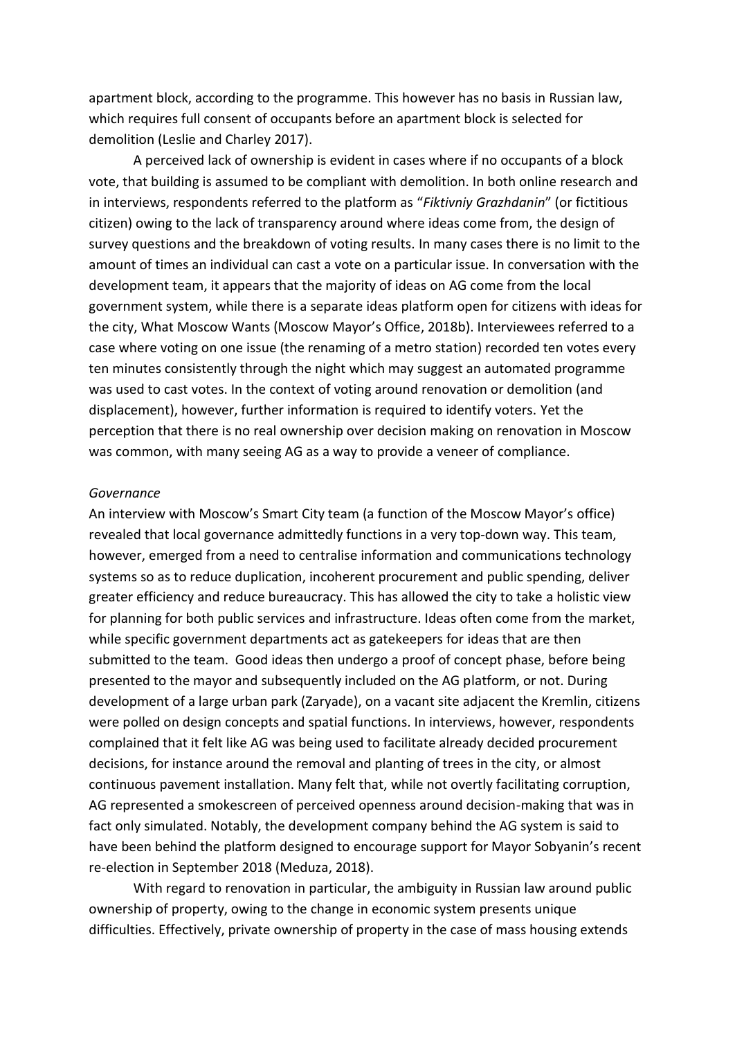apartment block, according to the programme. This however has no basis in Russian law, which requires full consent of occupants before an apartment block is selected for demolition (Leslie and Charley 2017).

A perceived lack of ownership is evident in cases where if no occupants of a block vote, that building is assumed to be compliant with demolition. In both online research and in interviews, respondents referred to the platform as "*Fiktivniy Grazhdanin*" (or fictitious citizen) owing to the lack of transparency around where ideas come from, the design of survey questions and the breakdown of voting results. In many cases there is no limit to the amount of times an individual can cast a vote on a particular issue. In conversation with the development team, it appears that the majority of ideas on AG come from the local government system, while there is a separate ideas platform open for citizens with ideas for the city, What Moscow Wants (Moscow Mayor's Office, 2018b). Interviewees referred to a case where voting on one issue (the renaming of a metro station) recorded ten votes every ten minutes consistently through the night which may suggest an automated programme was used to cast votes. In the context of voting around renovation or demolition (and displacement), however, further information is required to identify voters. Yet the perception that there is no real ownership over decision making on renovation in Moscow was common, with many seeing AG as a way to provide a veneer of compliance.

*Governance*

An interview with Moscow's Smart City team (a function of the Moscow Mayor's office) revealed that local governance admittedly functions in a very top-down way. This team, however, emerged from a need to centralise information and communications technology systems so as to reduce duplication, incoherent procurement and public spending, deliver greater efficiency and reduce bureaucracy. This has allowed the city to take a holistic view for planning for both public services and infrastructure. Ideas often come from the market, while specific government departments act as gatekeepers for ideas that are then submitted to the team. Good ideas then undergo a proof of concept phase, before being presented to the mayor and subsequently included on the AG platform, or not. During development of a large urban park (Zaryade), on a vacant site adjacent the Kremlin, citizens were polled on design concepts and spatial functions. In interviews, however, respondents complained that it felt like AG was being used to facilitate already decided procurement decisions, for instance around the removal and planting of trees in the city, or almost continuous pavement installation. Many felt that, while not overtly facilitating corruption, AG represented a smokescreen of perceived openness around decision-making that was in fact only simulated. Notably, the development company behind the AG system is said to have been behind the platform designed to encourage support for Mayor Sobyanin's recent re-election in September 2018 (Meduza, 2018).

With regard to renovation in particular, the ambiguity in Russian law around public ownership of property, owing to the change in economic system presents unique difficulties. Effectively, private ownership of property in the case of mass housing extends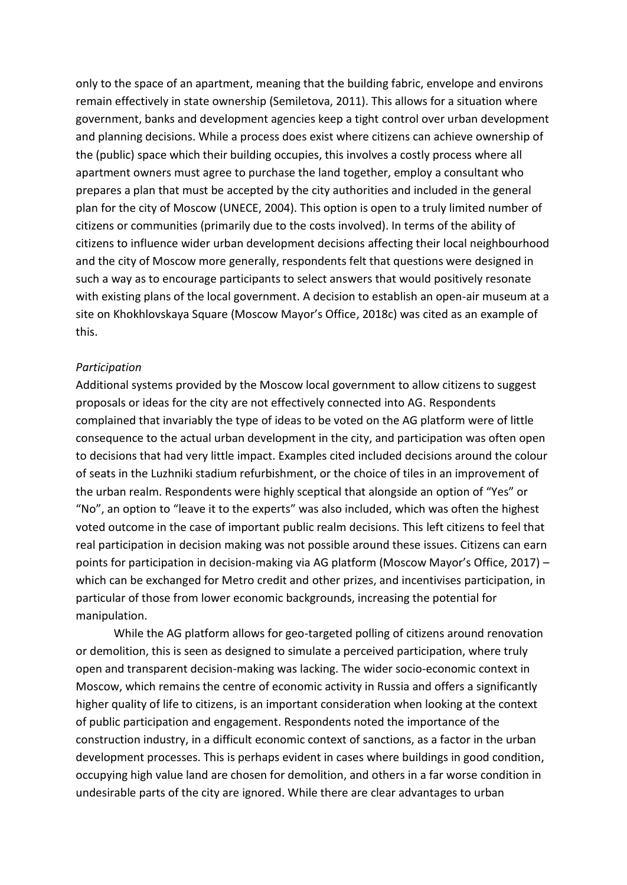only to the space of an apartment, meaning that the building fabric, envelope and environs remain effectively in state ownership (Semiletova, 2011). This allows for a situation where government, banks and development agencies keep a tight control over urban development and planning decisions. While a process does exist where citizens can achieve ownership of the (public) space which their building occupies, this involves a costly process where all apartment owners must agree to purchase the land together, employ a consultant who prepares a plan that must be accepted by the city authorities and included in the general plan for the city of Moscow (UNECE, 2004). This option is open to a truly limited number of citizens or communities (primarily due to the costs involved). In terms of the ability of citizens to influence wider urban development decisions affecting their local neighbourhood and the city of Moscow more generally, respondents felt that questions were designed in such a way as to encourage participants to select answers that would positively resonate with existing plans of the local government. A decision to establish an open-air museum at a site on Khokhlovskaya Square (Moscow Mayor's Office, 2018c) was cited as an example of this.

*Participation*

Additional systems provided by the Moscow local government to allow citizens to suggest proposals or ideas for the city are not effectively connected into AG. Respondents complained that invariably the type of ideas to be voted on the AG platform were of little consequence to the actual urban development in the city, and participation was often open to decisions that had very little impact. Examples cited included decisions around the colour of seats in the Luzhniki stadium refurbishment, or the choice of tiles in an improvement of the urban realm. Respondents were highly sceptical that alongside an option of "Yes" or "No", an option to "leave it to the experts" was also included, which was often the highest voted outcome in the case of important public realm decisions. This left citizens to feel that real participation in decision making was not possible around these issues. Citizens can earn points for participation in decision-making via AG platform (Moscow Mayor's Office, 2017) – which can be exchanged for Metro credit and other prizes, and incentivises participation, in particular of those from lower economic backgrounds, increasing the potential for manipulation.

While the AG platform allows for geo-targeted polling of citizens around renovation or demolition, this is seen as designed to simulate a perceived participation, where truly open and transparent decision-making was lacking. The wider socio-economic context in Moscow, which remains the centre of economic activity in Russia and offers a significantly higher quality of life to citizens, is an important consideration when looking at the context of public participation and engagement. Respondents noted the importance of the construction industry, in a difficult economic context of sanctions, as a factor in the urban development processes. This is perhaps evident in cases where buildings in good condition, occupying high value land are chosen for demolition, and others in a far worse condition in undesirable parts of the city are ignored. While there are clear advantages to urban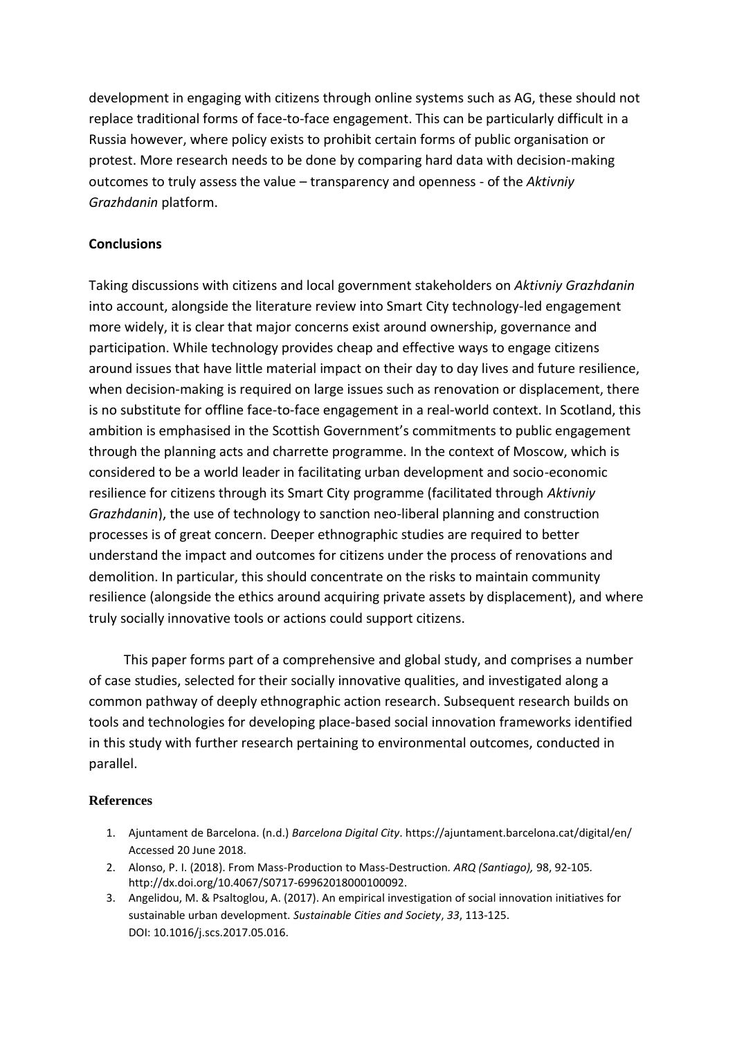development in engaging with citizens through online systems such as AG, these should not replace traditional forms of face-to-face engagement. This can be particularly difficult in a Russia however, where policy exists to prohibit certain forms of public organisation or protest. More research needs to be done by comparing hard data with decision-making outcomes to truly assess the value – transparency and openness - of the *Aktivniy Grazhdanin* platform.

## Conclusions

Taking discussions with citizens and local government stakeholders on *Aktivniy Grazhdanin* into account, alongside the literature review into Smart City technology-led engagement more widely, it is clear that major concerns exist around ownership, governance and participation. While technology provides cheap and effective ways to engage citizens around issues that have little material impact on their day to day lives and future resilience, when decision-making is required on large issues such as renovation or displacement, there is no substitute for offline face-to-face engagement in a real-world context. In Scotland, this ambition is emphasised in the Scottish Government's commitments to public engagement through the planning acts and charrette programme. In the context of Moscow, which is considered to be a world leader in facilitating urban development and socio-economic resilience for citizens through its Smart City programme (facilitated through *Aktivniy Grazhdanin*), the use of technology to sanction neo-liberal planning and construction processes is of great concern. Deeper ethnographic studies are required to better understand the impact and outcomes for citizens under the process of renovations and demolition. In particular, this should concentrate on the risks to maintain community resilience (alongside the ethics around acquiring private assets by displacement), and where truly socially innovative tools or actions could support citizens.

This paper forms part of a comprehensive and global study, and comprises a number of case studies, selected for their socially innovative qualities, and investigated along a common pathway of deeply ethnographic action research. Subsequent research builds on tools and technologies for developing place-based social innovation frameworks identified in this study with further research pertaining to environmental outcomes, conducted in parallel.

## References

1. Ajuntament de Barcelona. (n.d.) *Barcelona Digital City*. https://ajuntament.barcelona.cat/digital/en/ Accessed 20 June 2018.
2. Alonso, P. I. (2018). From Mass-Production to Mass-Destruction. *ARQ (Santiago),* 98, 92-105. http://dx.doi.org/10.4067/S0717-69962018000100092.
3. Angelidou, M. & Psaltoglou, A. (2017). An empirical investigation of social innovation initiatives for sustainable urban development. *Sustainable Cities and Society*, *33*, 113-125. DOI: 10.1016/j.scs.2017.05.016.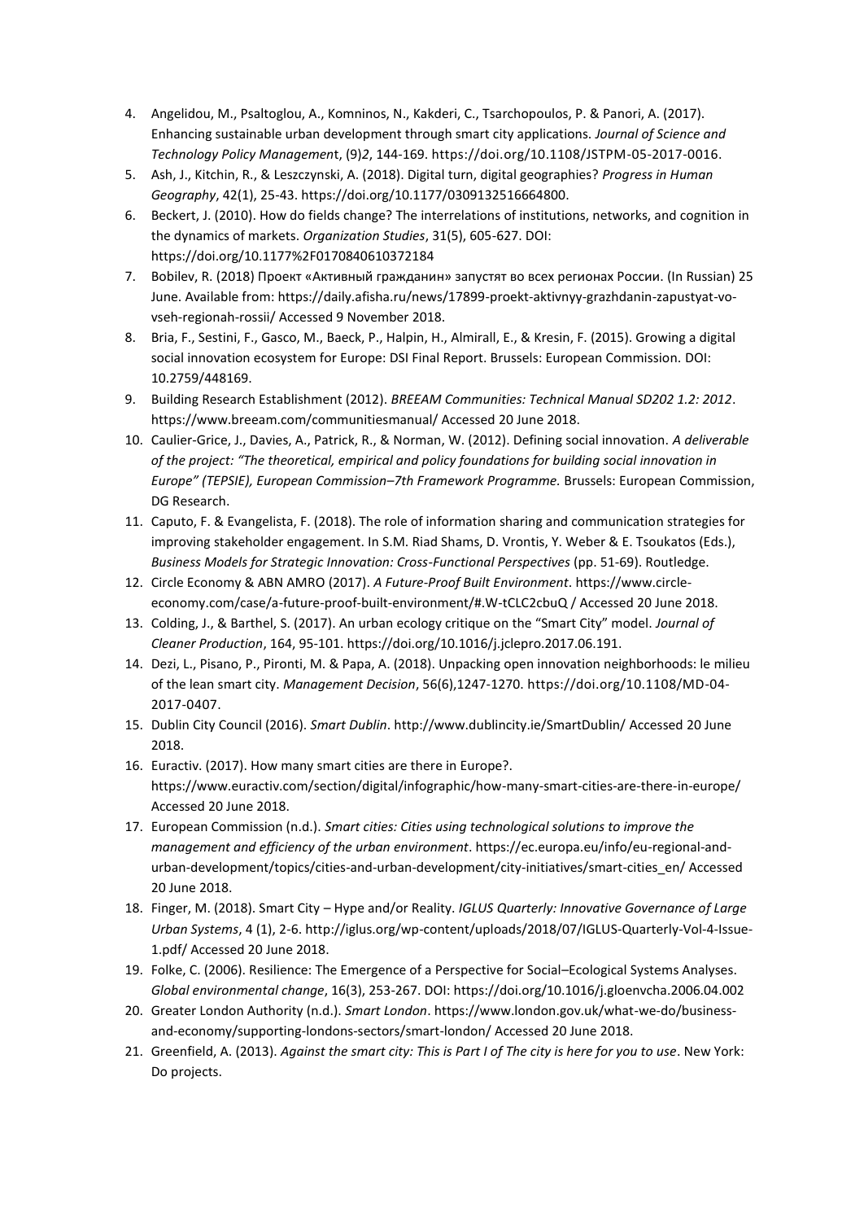4. Angelidou, M., Psaltoglou, A., Komninos, N., Kakderi, C., Tsarchopoulos, P. & Panori, A. (2017). Enhancing sustainable urban development through smart city applications. *Journal of Science and Technology Policy Managemen*t, (9)*2*, 144-169. https://doi.org/10.1108/JSTPM-05-2017-0016.
5. Ash, J., Kitchin, R., & Leszczynski, A. (2018). Digital turn, digital geographies? *Progress in Human Geography*, 42(1), 25-43. https://doi.org/10.1177/0309132516664800.
6. Beckert, J. (2010). How do fields change? The interrelations of institutions, networks, and cognition in the dynamics of markets. *Organization Studies*, 31(5), 605-627. DOI: https://doi.org/10.1177%2F0170840610372184
7. Bobilev, R. (2018) Проект «Активный гражданин» запустят во всех регионах России. (In Russian) 25 June. Available from: https://daily.afisha.ru/news/17899-proekt-aktivnyy-grazhdanin-zapustyat-vo-vseh-regionah-rossii/ Accessed 9 November 2018.
8. Bria, F., Sestini, F., Gasco, M., Baeck, P., Halpin, H., Almirall, E., & Kresin, F. (2015). Growing a digital social innovation ecosystem for Europe: DSI Final Report. Brussels: European Commission. DOI: 10.2759/448169.
9. Building Research Establishment (2012). *BREEAM Communities: Technical Manual SD202 1.2: 2012*. https://www.breeam.com/communitiesmanual/ Accessed 20 June 2018.
10. Caulier-Grice, J., Davies, A., Patrick, R., & Norman, W. (2012). Defining social innovation. *A deliverable of the project: "The theoretical, empirical and policy foundations for building social innovation in Europe" (TEPSIE), European Commission–7th Framework Programme.* Brussels: European Commission, DG Research.
11. Caputo, F. & Evangelista, F. (2018). The role of information sharing and communication strategies for improving stakeholder engagement. In S.M. Riad Shams, D. Vrontis, Y. Weber & E. Tsoukatos (Eds.), *Business Models for Strategic Innovation: Cross-Functional Perspectives* (pp. 51-69). Routledge.
12. Circle Economy & ABN AMRO (2017). *A Future-Proof Built Environment*. https://www.circle-economy.com/case/a-future-proof-built-environment/#.W-tCLC2cbuQ / Accessed 20 June 2018.
13. Colding, J., & Barthel, S. (2017). An urban ecology critique on the "Smart City" model. *Journal of Cleaner Production*, 164, 95-101. https://doi.org/10.1016/j.jclepro.2017.06.191.
14. Dezi, L., Pisano, P., Pironti, M. & Papa, A. (2018). Unpacking open innovation neighborhoods: le milieu of the lean smart city. *Management Decision*, 56(6),1247-1270. https://doi.org/10.1108/MD-04-2017-0407.
15. Dublin City Council (2016). *Smart Dublin*. http://www.dublincity.ie/SmartDublin/ Accessed 20 June 2018.
16. Euractiv. (2017). How many smart cities are there in Europe?. https://www.euractiv.com/section/digital/infographic/how-many-smart-cities-are-there-in-europe/ Accessed 20 June 2018.
17. European Commission (n.d.). *Smart cities: Cities using technological solutions to improve the management and efficiency of the urban environment*. https://ec.europa.eu/info/eu-regional-and-urban-development/topics/cities-and-urban-development/city-initiatives/smart-cities_en/ Accessed 20 June 2018.
18. Finger, M. (2018). Smart City – Hype and/or Reality. *IGLUS Quarterly: Innovative Governance of Large Urban Systems*, 4 (1), 2-6. http://iglus.org/wp-content/uploads/2018/07/IGLUS-Quarterly-Vol-4-Issue-1.pdf/ Accessed 20 June 2018.
19. Folke, C. (2006). Resilience: The Emergence of a Perspective for Social–Ecological Systems Analyses. *Global environmental change*, 16(3), 253-267. DOI: https://doi.org/10.1016/j.gloenvcha.2006.04.002
20. Greater London Authority (n.d.). *Smart London*. https://www.london.gov.uk/what-we-do/business-and-economy/supporting-londons-sectors/smart-london/ Accessed 20 June 2018.
21. Greenfield, A. (2013). *Against the smart city: This is Part I of The city is here for you to use*. New York: Do projects.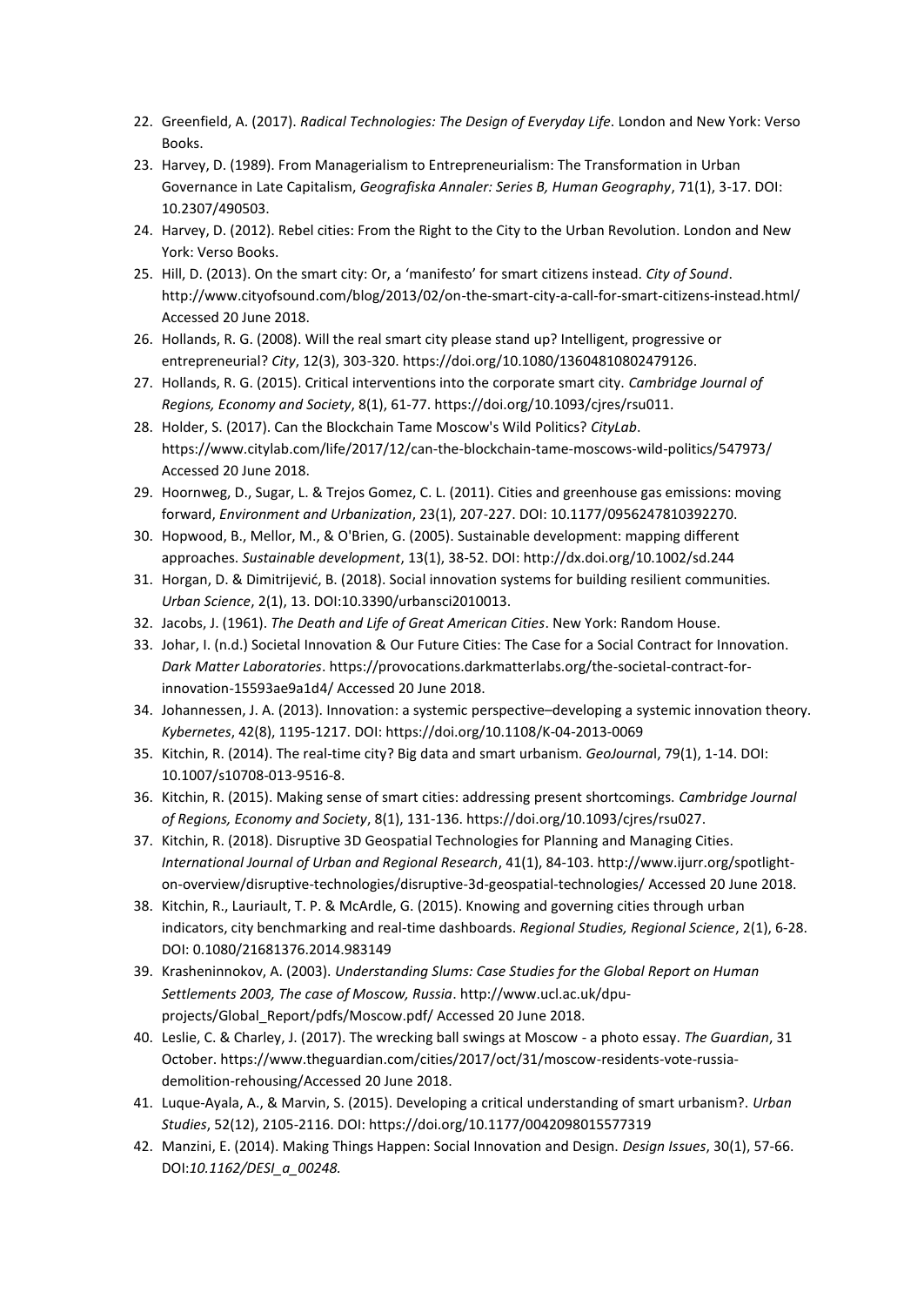22. Greenfield, A. (2017). *Radical Technologies: The Design of Everyday Life*. London and New York: Verso Books.
23. Harvey, D. (1989). From Managerialism to Entrepreneurialism: The Transformation in Urban Governance in Late Capitalism, *Geografiska Annaler: Series B, Human Geography*, 71(1), 3-17. DOI: 10.2307/490503.
24. Harvey, D. (2012). Rebel cities: From the Right to the City to the Urban Revolution. London and New York: Verso Books.
25. Hill, D. (2013). On the smart city: Or, a 'manifesto' for smart citizens instead. *City of Sound*. http://www.cityofsound.com/blog/2013/02/on-the-smart-city-a-call-for-smart-citizens-instead.html/ Accessed 20 June 2018.
26. Hollands, R. G. (2008). Will the real smart city please stand up? Intelligent, progressive or entrepreneurial? *City*, 12(3), 303-320. https://doi.org/10.1080/13604810802479126.
27. Hollands, R. G. (2015). Critical interventions into the corporate smart city. *Cambridge Journal of Regions, Economy and Society*, 8(1), 61-77. https://doi.org/10.1093/cjres/rsu011.
28. Holder, S. (2017). Can the Blockchain Tame Moscow's Wild Politics? *CityLab*. https://www.citylab.com/life/2017/12/can-the-blockchain-tame-moscows-wild-politics/547973/ Accessed 20 June 2018.
29. Hoornweg, D., Sugar, L. & Trejos Gomez, C. L. (2011). Cities and greenhouse gas emissions: moving forward, *Environment and Urbanization*, 23(1), 207-227. DOI: 10.1177/0956247810392270.
30. Hopwood, B., Mellor, M., & O'Brien, G. (2005). Sustainable development: mapping different approaches. *Sustainable development*, 13(1), 38-52. DOI: http://dx.doi.org/10.1002/sd.244
31. Horgan, D. & Dimitrijević, B. (2018). Social innovation systems for building resilient communities. *Urban Science*, 2(1), 13. DOI:10.3390/urbansci2010013.
32. Jacobs, J. (1961). *The Death and Life of Great American Cities*. New York: Random House.
33. Johar, I. (n.d.) Societal Innovation & Our Future Cities: The Case for a Social Contract for Innovation. *Dark Matter Laboratories*. https://provocations.darkmatterlabs.org/the-societal-contract-for-innovation-15593ae9a1d4/ Accessed 20 June 2018.
34. Johannessen, J. A. (2013). Innovation: a systemic perspective–developing a systemic innovation theory. *Kybernetes*, 42(8), 1195-1217. DOI: https://doi.org/10.1108/K-04-2013-0069
35. Kitchin, R. (2014). The real-time city? Big data and smart urbanism. *GeoJournal*, 79(1), 1-14. DOI: 10.1007/s10708-013-9516-8.
36. Kitchin, R. (2015). Making sense of smart cities: addressing present shortcomings. *Cambridge Journal of Regions, Economy and Society*, 8(1), 131-136. https://doi.org/10.1093/cjres/rsu027.
37. Kitchin, R. (2018). Disruptive 3D Geospatial Technologies for Planning and Managing Cities. *International Journal of Urban and Regional Research*, 41(1), 84-103. http://www.ijurr.org/spotlight-on-overview/disruptive-technologies/disruptive-3d-geospatial-technologies/ Accessed 20 June 2018.
38. Kitchin, R., Lauriault, T. P. & McArdle, G. (2015). Knowing and governing cities through urban indicators, city benchmarking and real-time dashboards. *Regional Studies, Regional Science*, 2(1), 6-28. DOI: 0.1080/21681376.2014.983149
39. Krasheninnokov, A. (2003). *Understanding Slums: Case Studies for the Global Report on Human Settlements 2003, The case of Moscow, Russia*. http://www.ucl.ac.uk/dpu-projects/Global_Report/pdfs/Moscow.pdf/ Accessed 20 June 2018.
40. Leslie, C. & Charley, J. (2017). The wrecking ball swings at Moscow - a photo essay. *The Guardian*, 31 October. https://www.theguardian.com/cities/2017/oct/31/moscow-residents-vote-russia-demolition-rehousing/Accessed 20 June 2018.
41. Luque-Ayala, A., & Marvin, S. (2015). Developing a critical understanding of smart urbanism?. *Urban Studies*, 52(12), 2105-2116. DOI: https://doi.org/10.1177/0042098015577319
42. Manzini, E. (2014). Making Things Happen: Social Innovation and Design. *Design Issues*, 30(1), 57-66. DOI:*10.1162/DESI_a_00248.*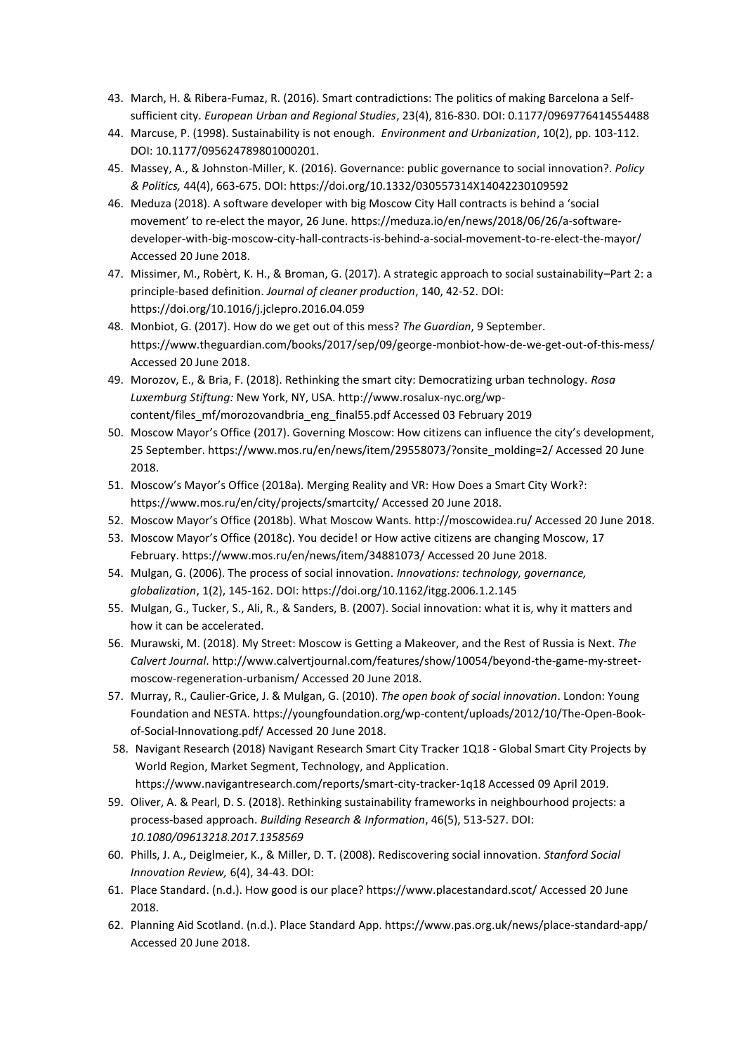43. March, H. & Ribera-Fumaz, R. (2016). Smart contradictions: The politics of making Barcelona a Self-sufficient city. *European Urban and Regional Studies*, 23(4), 816-830. DOI: 0.1177/0969776414554488
44. Marcuse, P. (1998). Sustainability is not enough. *Environment and Urbanization*, 10(2), pp. 103-112. DOI: 10.1177/095624789801000201.
45. Massey, A., & Johnston-Miller, K. (2016). Governance: public governance to social innovation?. *Policy & Politics,* 44(4), 663-675. DOI: https://doi.org/10.1332/030557314X14042230109592
46. Meduza (2018). A software developer with big Moscow City Hall contracts is behind a 'social movement' to re-elect the mayor, 26 June. https://meduza.io/en/news/2018/06/26/a-software-developer-with-big-moscow-city-hall-contracts-is-behind-a-social-movement-to-re-elect-the-mayor/ Accessed 20 June 2018.
47. Missimer, M., Robèrt, K. H., & Broman, G. (2017). A strategic approach to social sustainability–Part 2: a principle-based definition. *Journal of cleaner production*, 140, 42-52. DOI: https://doi.org/10.1016/j.jclepro.2016.04.059
48. Monbiot, G. (2017). How do we get out of this mess? *The Guardian*, 9 September. https://www.theguardian.com/books/2017/sep/09/george-monbiot-how-de-we-get-out-of-this-mess/ Accessed 20 June 2018.
49. Morozov, E., & Bria, F. (2018). Rethinking the smart city: Democratizing urban technology. *Rosa Luxemburg Stiftung:* New York, NY, USA. http://www.rosalux-nyc.org/wp-content/files_mf/morozovandbria_eng_final55.pdf Accessed 03 February 2019
50. Moscow Mayor's Office (2017). Governing Moscow: How citizens can influence the city's development, 25 September. https://www.mos.ru/en/news/item/29558073/?onsite_molding=2/ Accessed 20 June 2018.
51. Moscow's Mayor's Office (2018a). Merging Reality and VR: How Does a Smart City Work?: https://www.mos.ru/en/city/projects/smartcity/ Accessed 20 June 2018.
52. Moscow Mayor's Office (2018b). What Moscow Wants. http://moscowidea.ru/ Accessed 20 June 2018.
53. Moscow Mayor's Office (2018c). You decide! or How active citizens are changing Moscow, 17 February. https://www.mos.ru/en/news/item/34881073/ Accessed 20 June 2018.
54. Mulgan, G. (2006). The process of social innovation. *Innovations: technology, governance, globalization*, 1(2), 145-162. DOI: https://doi.org/10.1162/itgg.2006.1.2.145
55. Mulgan, G., Tucker, S., Ali, R., & Sanders, B. (2007). Social innovation: what it is, why it matters and how it can be accelerated.
56. Murawski, M. (2018). My Street: Moscow is Getting a Makeover, and the Rest of Russia is Next. *The Calvert Journal*. http://www.calvertjournal.com/features/show/10054/beyond-the-game-my-street-moscow-regeneration-urbanism/ Accessed 20 June 2018.
57. Murray, R., Caulier-Grice, J. & Mulgan, G. (2010). *The open book of social innovation*. London: Young Foundation and NESTA. https://youngfoundation.org/wp-content/uploads/2012/10/The-Open-Book-of-Social-Innovationg.pdf/ Accessed 20 June 2018.
58. Navigant Research (2018) Navigant Research Smart City Tracker 1Q18 - Global Smart City Projects by World Region, Market Segment, Technology, and Application. https://www.navigantresearch.com/reports/smart-city-tracker-1q18 Accessed 09 April 2019.
59. Oliver, A. & Pearl, D. S. (2018). Rethinking sustainability frameworks in neighbourhood projects: a process-based approach. *Building Research & Information*, 46(5), 513-527. DOI: *10.1080/09613218.2017.1358569*
60. Phills, J. A., Deiglmeier, K., & Miller, D. T. (2008). Rediscovering social innovation. *Stanford Social Innovation Review,* 6(4), 34-43. DOI:
61. Place Standard. (n.d.). How good is our place? https://www.placestandard.scot/ Accessed 20 June 2018.
62. Planning Aid Scotland. (n.d.). Place Standard App. https://www.pas.org.uk/news/place-standard-app/ Accessed 20 June 2018.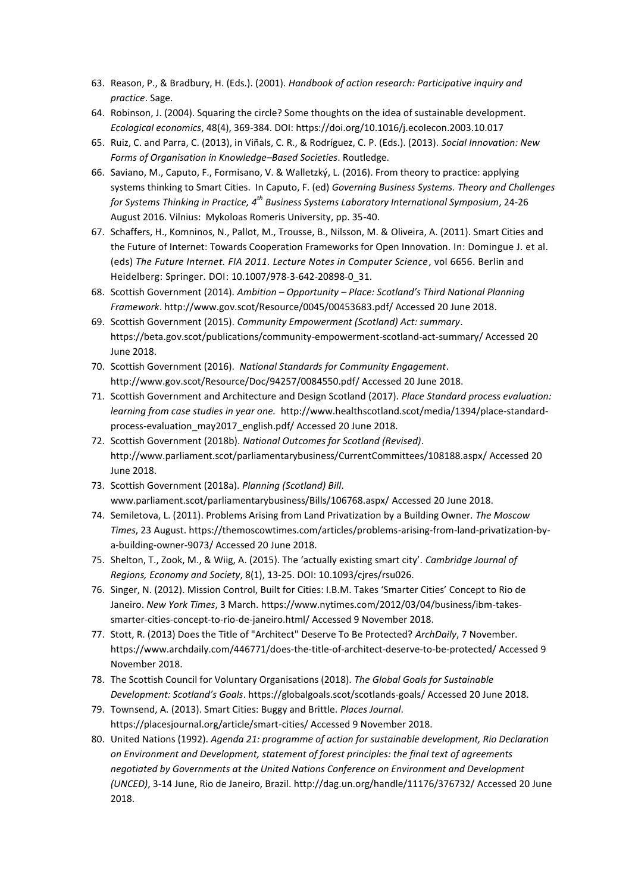63. Reason, P., & Bradbury, H. (Eds.). (2001). *Handbook of action research: Participative inquiry and practice*. Sage.
64. Robinson, J. (2004). Squaring the circle? Some thoughts on the idea of sustainable development. *Ecological economics*, 48(4), 369-384. DOI: https://doi.org/10.1016/j.ecolecon.2003.10.017
65. Ruiz, C. and Parra, C. (2013), in Viñals, C. R., & Rodríguez, C. P. (Eds.). (2013). *Social Innovation: New Forms of Organisation in Knowledge–Based Societies*. Routledge.
66. Saviano, M., Caputo, F., Formisano, V. & Walletzký, L. (2016). From theory to practice: applying systems thinking to Smart Cities. In Caputo, F. (ed) *Governing Business Systems. Theory and Challenges for Systems Thinking in Practice, 4th Business Systems Laboratory International Symposium*, 24-26 August 2016. Vilnius: Mykoloas Romeris University, pp. 35-40.
67. Schaffers, H., Komninos, N., Pallot, M., Trousse, B., Nilsson, M. & Oliveira, A. (2011). Smart Cities and the Future of Internet: Towards Cooperation Frameworks for Open Innovation. In: Domingue J. et al. (eds) *The Future Internet. FIA 2011. Lecture Notes in Computer Science*, vol 6656. Berlin and Heidelberg: Springer. DOI: 10.1007/978-3-642-20898-0_31.
68. Scottish Government (2014). *Ambition – Opportunity – Place: Scotland's Third National Planning Framework*. http://www.gov.scot/Resource/0045/00453683.pdf/ Accessed 20 June 2018.
69. Scottish Government (2015). *Community Empowerment (Scotland) Act: summary*. https://beta.gov.scot/publications/community-empowerment-scotland-act-summary/ Accessed 20 June 2018.
70. Scottish Government (2016). *National Standards for Community Engagement*. http://www.gov.scot/Resource/Doc/94257/0084550.pdf/ Accessed 20 June 2018.
71. Scottish Government and Architecture and Design Scotland (2017). *Place Standard process evaluation: learning from case studies in year one.* http://www.healthscotland.scot/media/1394/place-standard-process-evaluation_may2017_english.pdf/ Accessed 20 June 2018.
72. Scottish Government (2018b). *National Outcomes for Scotland (Revised)*. http://www.parliament.scot/parliamentarybusiness/CurrentCommittees/108188.aspx/ Accessed 20 June 2018.
73. Scottish Government (2018a). *Planning (Scotland) Bill*. www.parliament.scot/parliamentarybusiness/Bills/106768.aspx/ Accessed 20 June 2018.
74. Semiletova, L. (2011). Problems Arising from Land Privatization by a Building Owner. *The Moscow Times*, 23 August. https://themoscowtimes.com/articles/problems-arising-from-land-privatization-by-a-building-owner-9073/ Accessed 20 June 2018.
75. Shelton, T., Zook, M., & Wiig, A. (2015). The 'actually existing smart city'. *Cambridge Journal of Regions, Economy and Society*, 8(1), 13-25. DOI: 10.1093/cjres/rsu026.
76. Singer, N. (2012). Mission Control, Built for Cities: I.B.M. Takes 'Smarter Cities' Concept to Rio de Janeiro. *New York Times*, 3 March. https://www.nytimes.com/2012/03/04/business/ibm-takes-smarter-cities-concept-to-rio-de-janeiro.html/ Accessed 9 November 2018.
77. Stott, R. (2013) Does the Title of "Architect" Deserve To Be Protected? *ArchDaily*, 7 November. https://www.archdaily.com/446771/does-the-title-of-architect-deserve-to-be-protected/ Accessed 9 November 2018.
78. The Scottish Council for Voluntary Organisations (2018). *The Global Goals for Sustainable Development: Scotland's Goals*. https://globalgoals.scot/scotlands-goals/ Accessed 20 June 2018.
79. Townsend, A. (2013). Smart Cities: Buggy and Brittle. *Places Journal*. https://placesjournal.org/article/smart-cities/ Accessed 9 November 2018.
80. United Nations (1992). *Agenda 21: programme of action for sustainable development, Rio Declaration on Environment and Development, statement of forest principles: the final text of agreements negotiated by Governments at the United Nations Conference on Environment and Development (UNCED)*, 3-14 June, Rio de Janeiro, Brazil. http://dag.un.org/handle/11176/376732/ Accessed 20 June 2018.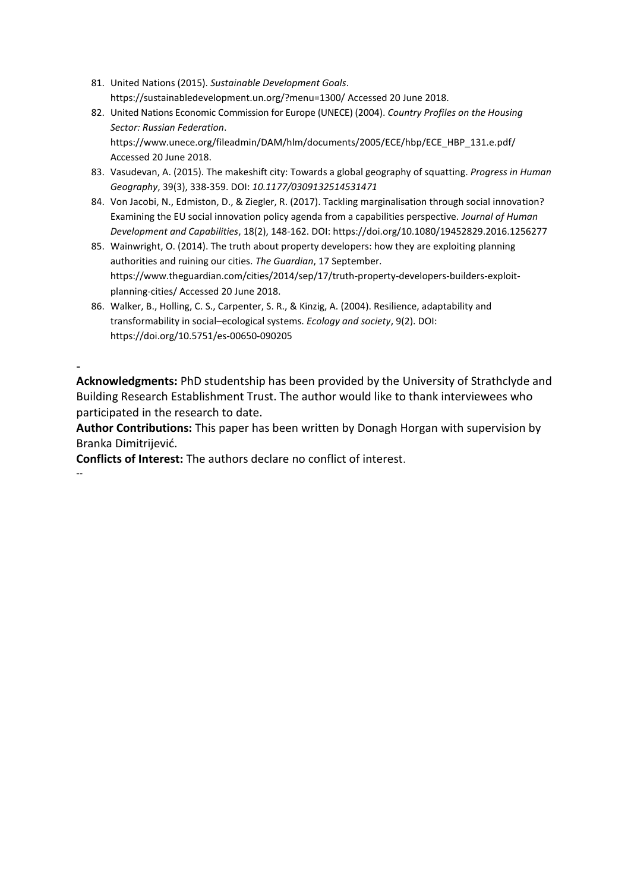81. United Nations (2015). *Sustainable Development Goals*. https://sustainabledevelopment.un.org/?menu=1300/ Accessed 20 June 2018.
82. United Nations Economic Commission for Europe (UNECE) (2004). *Country Profiles on the Housing Sector: Russian Federation*. https://www.unece.org/fileadmin/DAM/hlm/documents/2005/ECE/hbp/ECE_HBP_131.e.pdf/ Accessed 20 June 2018.
83. Vasudevan, A. (2015). The makeshift city: Towards a global geography of squatting. *Progress in Human Geography*, 39(3), 338-359. DOI: *10.1177/0309132514531471*
84. Von Jacobi, N., Edmiston, D., & Ziegler, R. (2017). Tackling marginalisation through social innovation? Examining the EU social innovation policy agenda from a capabilities perspective. *Journal of Human Development and Capabilities*, 18(2), 148-162. DOI: https://doi.org/10.1080/19452829.2016.1256277
85. Wainwright, O. (2014). The truth about property developers: how they are exploiting planning authorities and ruining our cities. *The Guardian*, 17 September. https://www.theguardian.com/cities/2014/sep/17/truth-property-developers-builders-exploit-planning-cities/ Accessed 20 June 2018.
86. Walker, B., Holling, C. S., Carpenter, S. R., & Kinzig, A. (2004). Resilience, adaptability and transformability in social–ecological systems. *Ecology and society*, 9(2). DOI: https://doi.org/10.5751/es-00650-090205

-

**Acknowledgments:** PhD studentship has been provided by the University of Strathclyde and Building Research Establishment Trust. The author would like to thank interviewees who participated in the research to date.

**Author Contributions:** This paper has been written by Donagh Horgan with supervision by Branka Dimitrijević.

**Conflicts of Interest:** The authors declare no conflict of interest.

--